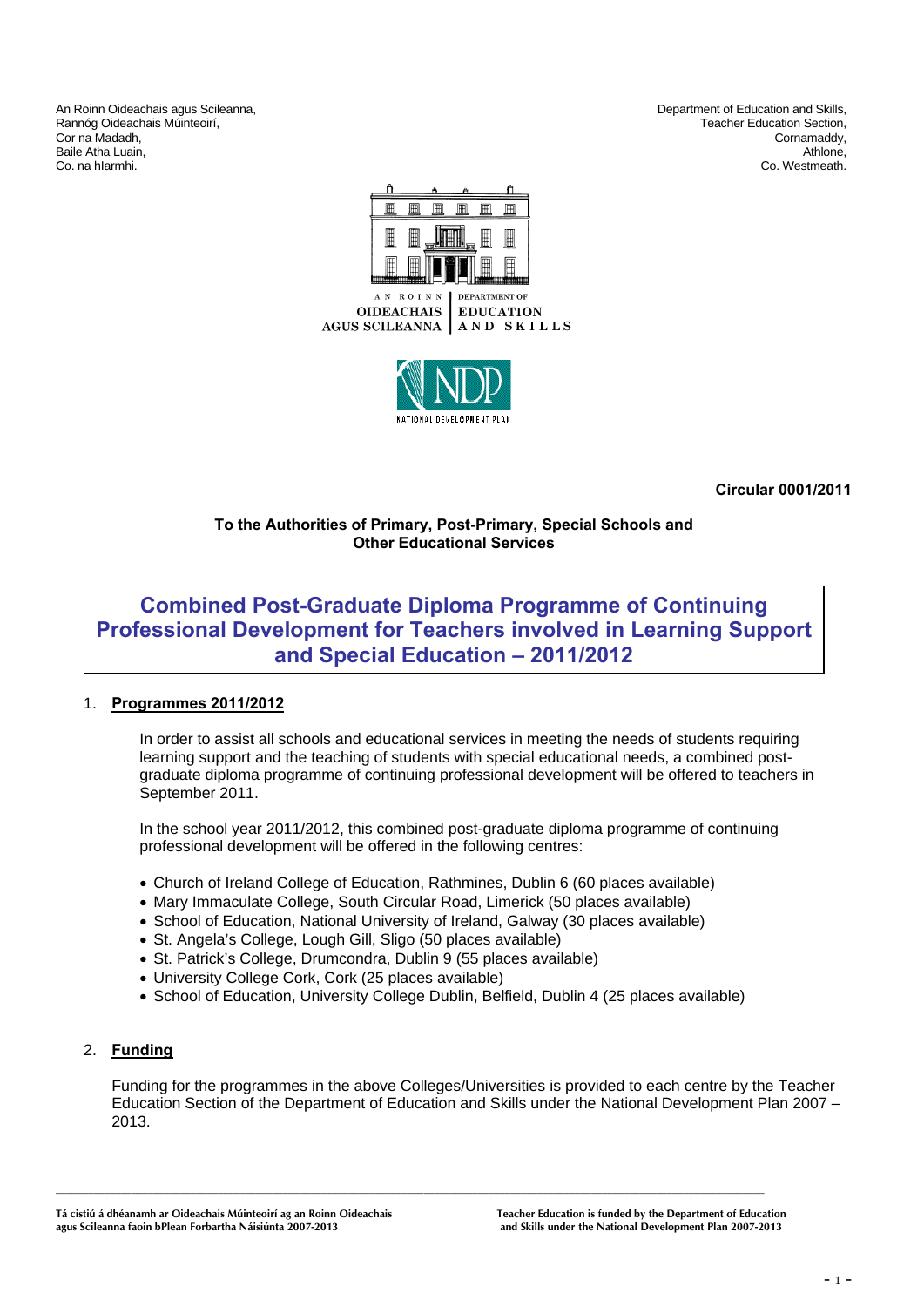An Roinn Oideachais agus Scileanna,
Rannóg Oideachais Múinteoirí,
Cor na Madadh,
Baile Atha Luain,
Co. na hIarmhi.

Department of Education and Skills,
Teacher Education Section,
Cornamaddy,
Athlone,
Co. Westmeath.

AN ROINN OIDEACHAIS AGUS SCILEANNA | DEPARTMENT OF EDUCATION AND SKILLS

NDP NATIONAL DEVELOPMENT PLAN

**Circular 0001/2011**

**To the Authorities of Primary, Post-Primary, Special Schools and Other Educational Services**

# Combined Post-Graduate Diploma Programme of Continuing Professional Development for Teachers involved in Learning Support and Special Education – 2011/2012

## 1. Programmes 2011/2012

In order to assist all schools and educational services in meeting the needs of students requiring learning support and the teaching of students with special educational needs, a combined post-graduate diploma programme of continuing professional development will be offered to teachers in September 2011.

In the school year 2011/2012, this combined post-graduate diploma programme of continuing professional development will be offered in the following centres:

- Church of Ireland College of Education, Rathmines, Dublin 6 (60 places available)
- Mary Immaculate College, South Circular Road, Limerick (50 places available)
- School of Education, National University of Ireland, Galway (30 places available)
- St. Angela's College, Lough Gill, Sligo (50 places available)
- St. Patrick's College, Drumcondra, Dublin 9 (55 places available)
- University College Cork, Cork (25 places available)
- School of Education, University College Dublin, Belfield, Dublin 4 (25 places available)

## 2. Funding

Funding for the programmes in the above Colleges/Universities is provided to each centre by the Teacher Education Section of the Department of Education and Skills under the National Development Plan 2007 – 2013.

**Tá cistiú á dhéanamh ar Oideachais Múinteoirí ag an Roinn Oideachais agus Scileanna faoin bPlean Forbartha Náisiúnta 2007-2013**

**Teacher Education is funded by the Department of Education and Skills under the National Development Plan 2007-2013**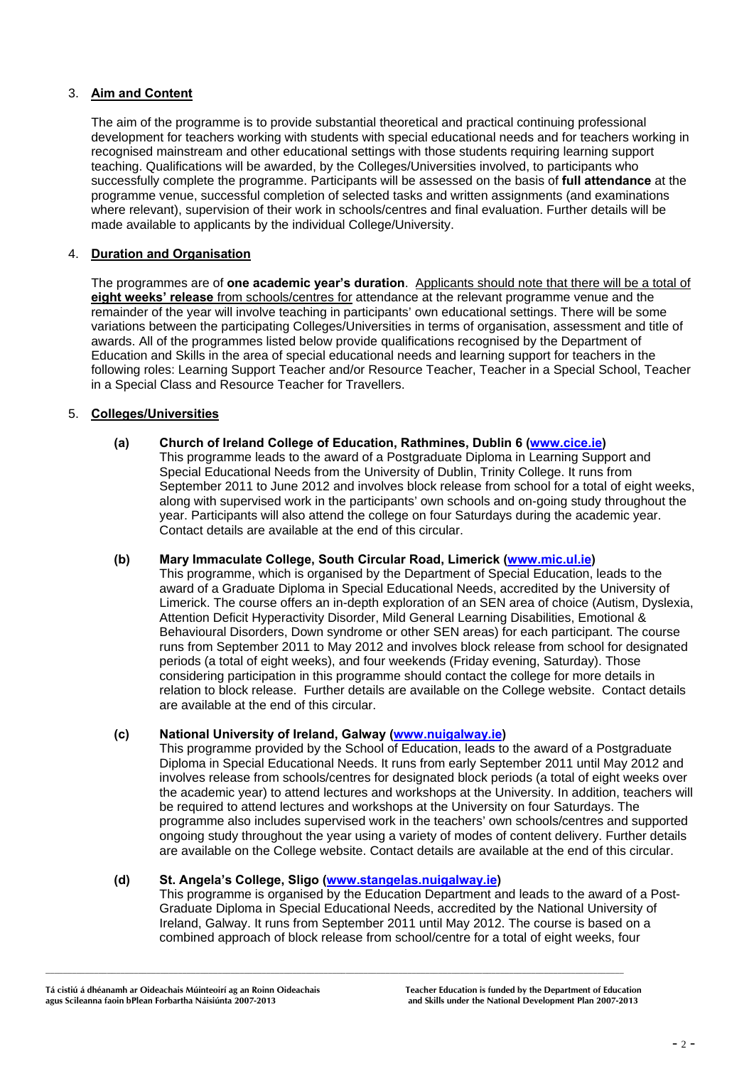## 3. **Aim and Content**

The aim of the programme is to provide substantial theoretical and practical continuing professional development for teachers working with students with special educational needs and for teachers working in recognised mainstream and other educational settings with those students requiring learning support teaching. Qualifications will be awarded, by the Colleges/Universities involved, to participants who successfully complete the programme. Participants will be assessed on the basis of **full attendance** at the programme venue, successful completion of selected tasks and written assignments (and examinations where relevant), supervision of their work in schools/centres and final evaluation. Further details will be made available to applicants by the individual College/University.

## 4. **Duration and Organisation**

The programmes are of **one academic year's duration**. Applicants should note that there will be a total of **eight weeks' release** from schools/centres for attendance at the relevant programme venue and the remainder of the year will involve teaching in participants' own educational settings. There will be some variations between the participating Colleges/Universities in terms of organisation, assessment and title of awards. All of the programmes listed below provide qualifications recognised by the Department of Education and Skills in the area of special educational needs and learning support for teachers in the following roles: Learning Support Teacher and/or Resource Teacher, Teacher in a Special School, Teacher in a Special Class and Resource Teacher for Travellers.

## 5. **Colleges/Universities**

**(a) Church of Ireland College of Education, Rathmines, Dublin 6 (www.cice.ie)**

This programme leads to the award of a Postgraduate Diploma in Learning Support and Special Educational Needs from the University of Dublin, Trinity College. It runs from September 2011 to June 2012 and involves block release from school for a total of eight weeks, along with supervised work in the participants' own schools and on-going study throughout the year. Participants will also attend the college on four Saturdays during the academic year. Contact details are available at the end of this circular.

**(b) Mary Immaculate College, South Circular Road, Limerick (www.mic.ul.ie)**

This programme, which is organised by the Department of Special Education, leads to the award of a Graduate Diploma in Special Educational Needs, accredited by the University of Limerick. The course offers an in-depth exploration of an SEN area of choice (Autism, Dyslexia, Attention Deficit Hyperactivity Disorder, Mild General Learning Disabilities, Emotional & Behavioural Disorders, Down syndrome or other SEN areas) for each participant. The course runs from September 2011 to May 2012 and involves block release from school for designated periods (a total of eight weeks), and four weekends (Friday evening, Saturday). Those considering participation in this programme should contact the college for more details in relation to block release. Further details are available on the College website. Contact details are available at the end of this circular.

**(c) National University of Ireland, Galway (www.nuigalway.ie)**

This programme provided by the School of Education, leads to the award of a Postgraduate Diploma in Special Educational Needs. It runs from early September 2011 until May 2012 and involves release from schools/centres for designated block periods (a total of eight weeks over the academic year) to attend lectures and workshops at the University. In addition, teachers will be required to attend lectures and workshops at the University on four Saturdays. The programme also includes supervised work in the teachers' own schools/centres and supported ongoing study throughout the year using a variety of modes of content delivery. Further details are available on the College website. Contact details are available at the end of this circular.

**(d) St. Angela's College, Sligo (www.stangelas.nuigalway.ie)**

This programme is organised by the Education Department and leads to the award of a Post-Graduate Diploma in Special Educational Needs, accredited by the National University of Ireland, Galway. It runs from September 2011 until May 2012. The course is based on a combined approach of block release from school/centre for a total of eight weeks, four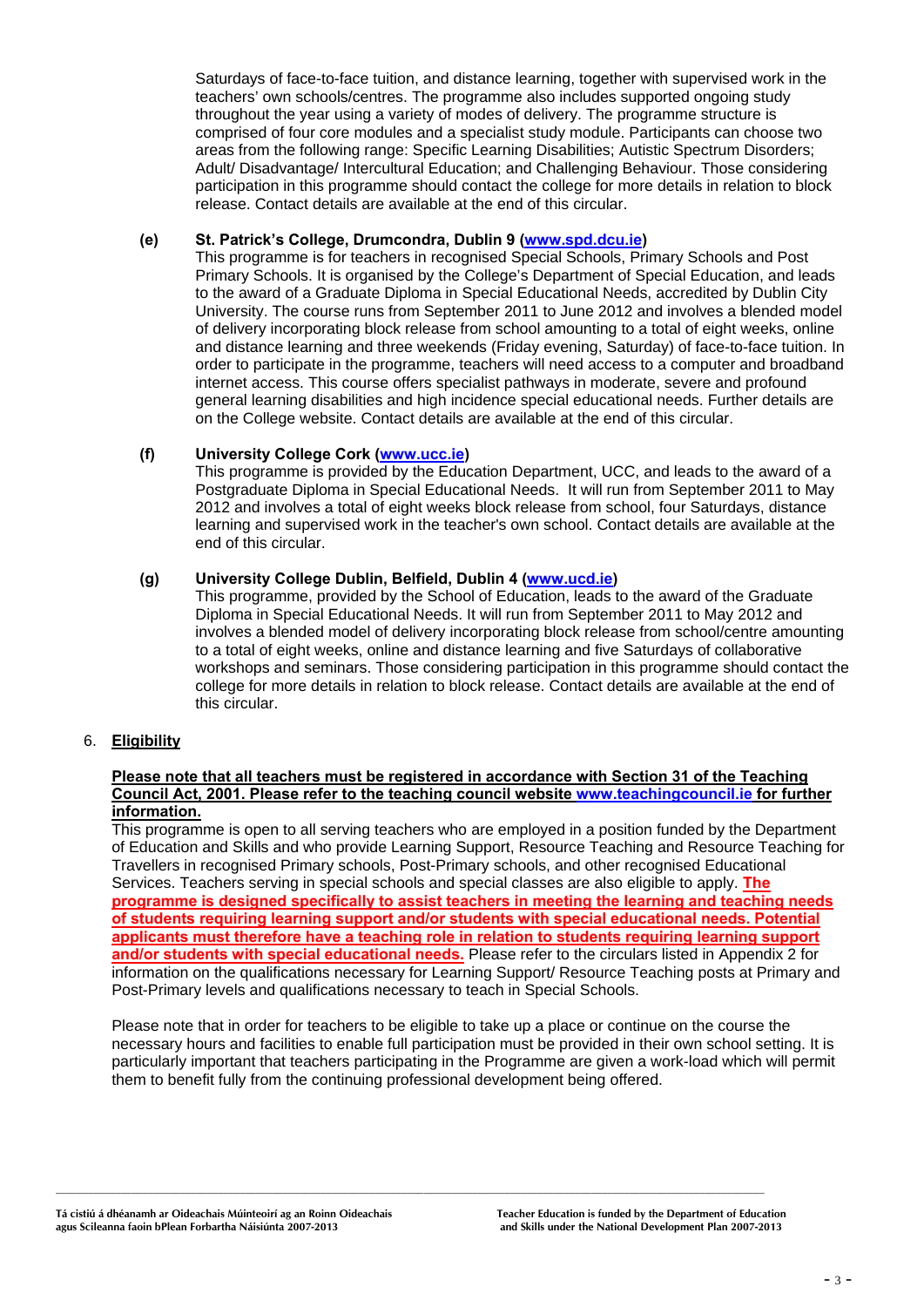Saturdays of face-to-face tuition, and distance learning, together with supervised work in the teachers' own schools/centres. The programme also includes supported ongoing study throughout the year using a variety of modes of delivery. The programme structure is comprised of four core modules and a specialist study module. Participants can choose two areas from the following range: Specific Learning Disabilities; Autistic Spectrum Disorders; Adult/ Disadvantage/ Intercultural Education; and Challenging Behaviour. Those considering participation in this programme should contact the college for more details in relation to block release. Contact details are available at the end of this circular.

**(e) St. Patrick's College, Drumcondra, Dublin 9 (www.spd.dcu.ie)**

This programme is for teachers in recognised Special Schools, Primary Schools and Post Primary Schools. It is organised by the College's Department of Special Education, and leads to the award of a Graduate Diploma in Special Educational Needs, accredited by Dublin City University. The course runs from September 2011 to June 2012 and involves a blended model of delivery incorporating block release from school amounting to a total of eight weeks, online and distance learning and three weekends (Friday evening, Saturday) of face-to-face tuition. In order to participate in the programme, teachers will need access to a computer and broadband internet access. This course offers specialist pathways in moderate, severe and profound general learning disabilities and high incidence special educational needs. Further details are on the College website. Contact details are available at the end of this circular.

**(f) University College Cork (www.ucc.ie)**

This programme is provided by the Education Department, UCC, and leads to the award of a Postgraduate Diploma in Special Educational Needs. It will run from September 2011 to May 2012 and involves a total of eight weeks block release from school, four Saturdays, distance learning and supervised work in the teacher's own school. Contact details are available at the end of this circular.

**(g) University College Dublin, Belfield, Dublin 4 (www.ucd.ie)**

This programme, provided by the School of Education, leads to the award of the Graduate Diploma in Special Educational Needs. It will run from September 2011 to May 2012 and involves a blended model of delivery incorporating block release from school/centre amounting to a total of eight weeks, online and distance learning and five Saturdays of collaborative workshops and seminars. Those considering participation in this programme should contact the college for more details in relation to block release. Contact details are available at the end of this circular.

## 6. Eligibility

**Please note that all teachers must be registered in accordance with Section 31 of the Teaching Council Act, 2001. Please refer to the teaching council website www.teachingcouncil.ie for further information.**

This programme is open to all serving teachers who are employed in a position funded by the Department of Education and Skills and who provide Learning Support, Resource Teaching and Resource Teaching for Travellers in recognised Primary schools, Post-Primary schools, and other recognised Educational Services. Teachers serving in special schools and special classes are also eligible to apply. **The programme is designed specifically to assist teachers in meeting the learning and teaching needs of students requiring learning support and/or students with special educational needs. Potential applicants must therefore have a teaching role in relation to students requiring learning support and/or students with special educational needs.** Please refer to the circulars listed in Appendix 2 for information on the qualifications necessary for Learning Support/ Resource Teaching posts at Primary and Post-Primary levels and qualifications necessary to teach in Special Schools.

Please note that in order for teachers to be eligible to take up a place or continue on the course the necessary hours and facilities to enable full participation must be provided in their own school setting. It is particularly important that teachers participating in the Programme are given a work-load which will permit them to benefit fully from the continuing professional development being offered.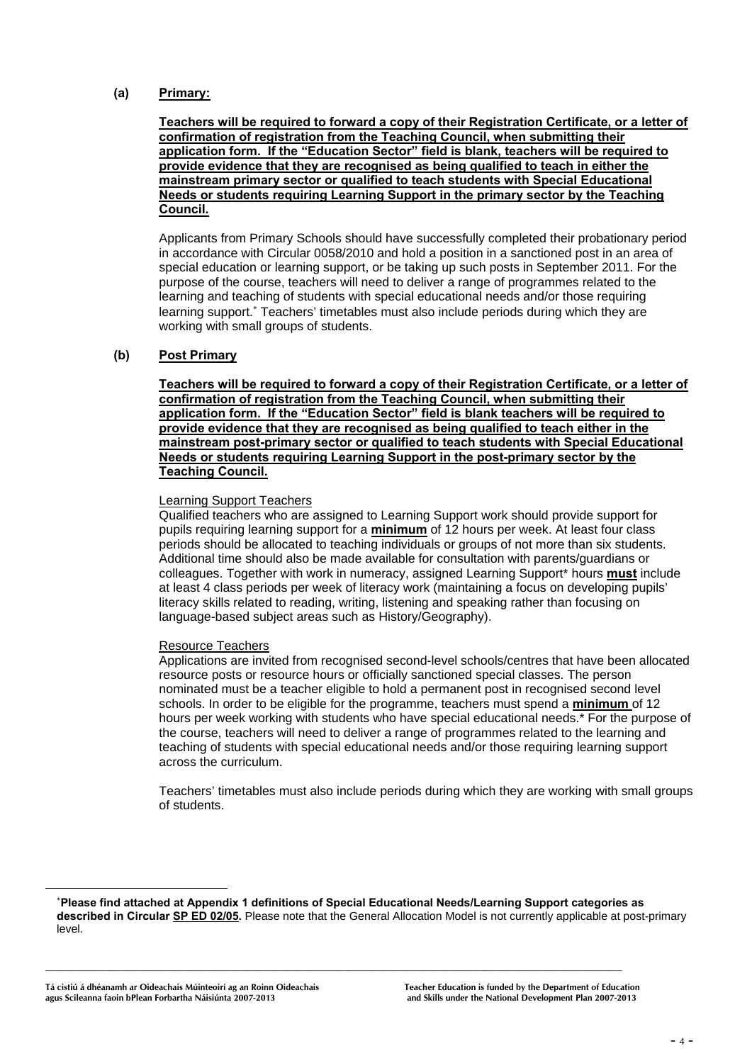**(a) Primary:**

**Teachers will be required to forward a copy of their Registration Certificate, or a letter of confirmation of registration from the Teaching Council, when submitting their application form. If the "Education Sector" field is blank, teachers will be required to provide evidence that they are recognised as being qualified to teach in either the mainstream primary sector or qualified to teach students with Special Educational Needs or students requiring Learning Support in the primary sector by the Teaching Council.**

Applicants from Primary Schools should have successfully completed their probationary period in accordance with Circular 0058/2010 and hold a position in a sanctioned post in an area of special education or learning support, or be taking up such posts in September 2011. For the purpose of the course, teachers will need to deliver a range of programmes related to the learning and teaching of students with special educational needs and/or those requiring learning support.* Teachers' timetables must also include periods during which they are working with small groups of students.

**(b) Post Primary**

**Teachers will be required to forward a copy of their Registration Certificate, or a letter of confirmation of registration from the Teaching Council, when submitting their application form. If the "Education Sector" field is blank teachers will be required to provide evidence that they are recognised as being qualified to teach either in the mainstream post-primary sector or qualified to teach students with Special Educational Needs or students requiring Learning Support in the post-primary sector by the Teaching Council.**

Learning Support Teachers

Qualified teachers who are assigned to Learning Support work should provide support for pupils requiring learning support for a **minimum** of 12 hours per week. At least four class periods should be allocated to teaching individuals or groups of not more than six students. Additional time should also be made available for consultation with parents/guardians or colleagues. Together with work in numeracy, assigned Learning Support* hours **must** include at least 4 class periods per week of literacy work (maintaining a focus on developing pupils' literacy skills related to reading, writing, listening and speaking rather than focusing on language-based subject areas such as History/Geography).

Resource Teachers

Applications are invited from recognised second-level schools/centres that have been allocated resource posts or resource hours or officially sanctioned special classes. The person nominated must be a teacher eligible to hold a permanent post in recognised second level schools. In order to be eligible for the programme, teachers must spend a **minimum** of 12 hours per week working with students who have special educational needs.* For the purpose of the course, teachers will need to deliver a range of programmes related to the learning and teaching of students with special educational needs and/or those requiring learning support across the curriculum.

Teachers' timetables must also include periods during which they are working with small groups of students.

---

* **Please find attached at Appendix 1 definitions of Special Educational Needs/Learning Support categories as described in Circular SP ED 02/05.** Please note that the General Allocation Model is not currently applicable at post-primary level.

Tá cistiú á dhéanamh ar Oideachais Múinteoirí ag an Roinn Oideachais agus Scileanna faoin bPlean Forbartha Náisiúnta 2007-2013

Teacher Education is funded by the Department of Education and Skills under the National Development Plan 2007-2013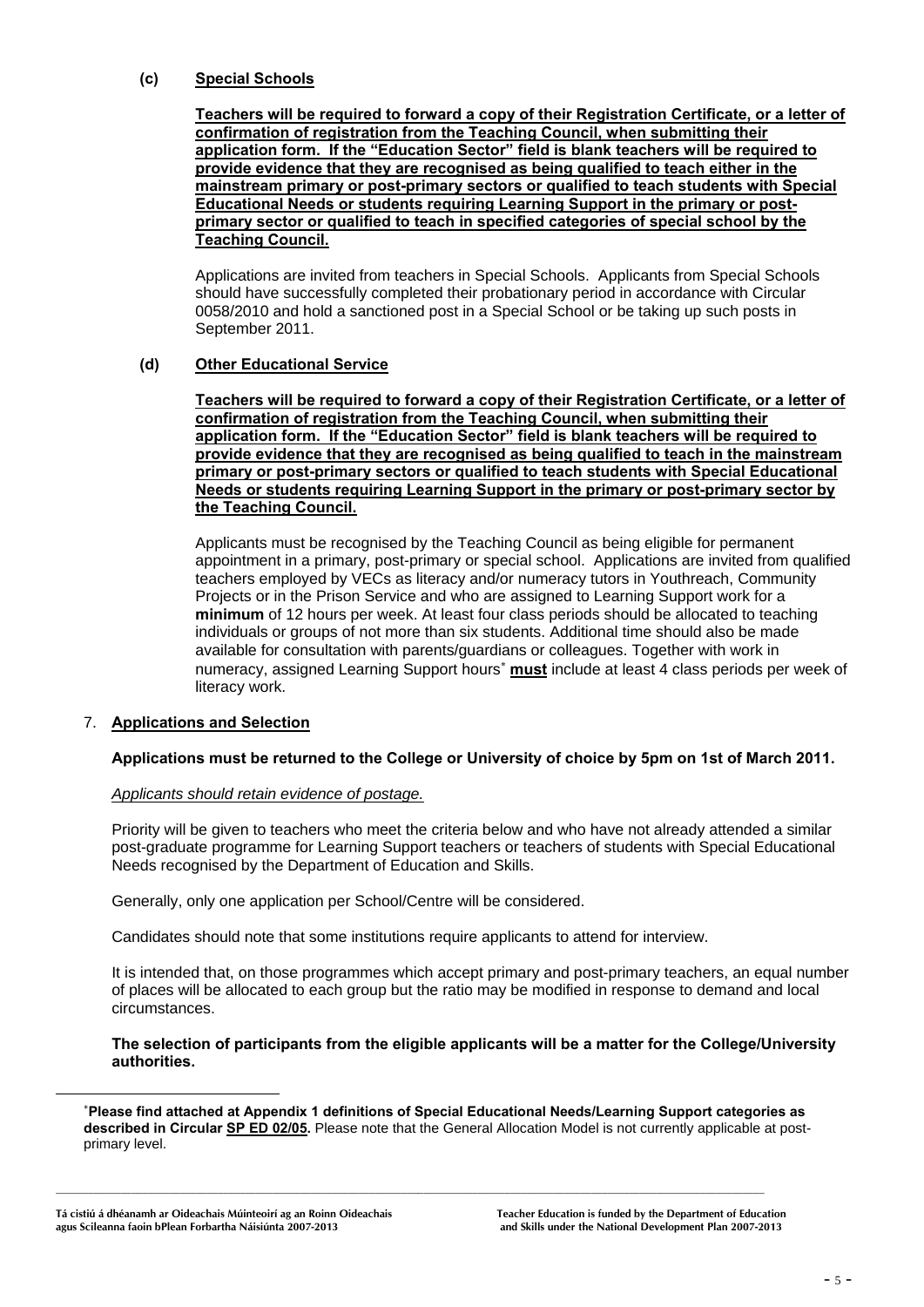**(c) Special Schools**

**Teachers will be required to forward a copy of their Registration Certificate, or a letter of confirmation of registration from the Teaching Council, when submitting their application form. If the "Education Sector" field is blank teachers will be required to provide evidence that they are recognised as being qualified to teach either in the mainstream primary or post-primary sectors or qualified to teach students with Special Educational Needs or students requiring Learning Support in the primary or post-primary sector or qualified to teach in specified categories of special school by the Teaching Council.**

Applications are invited from teachers in Special Schools. Applicants from Special Schools should have successfully completed their probationary period in accordance with Circular 0058/2010 and hold a sanctioned post in a Special School or be taking up such posts in September 2011.

**(d) Other Educational Service**

**Teachers will be required to forward a copy of their Registration Certificate, or a letter of confirmation of registration from the Teaching Council, when submitting their application form. If the "Education Sector" field is blank teachers will be required to provide evidence that they are recognised as being qualified to teach in the mainstream primary or post-primary sectors or qualified to teach students with Special Educational Needs or students requiring Learning Support in the primary or post-primary sector by the Teaching Council.**

Applicants must be recognised by the Teaching Council as being eligible for permanent appointment in a primary, post-primary or special school. Applications are invited from qualified teachers employed by VECs as literacy and/or numeracy tutors in Youthreach, Community Projects or in the Prison Service and who are assigned to Learning Support work for a **minimum** of 12 hours per week. At least four class periods should be allocated to teaching individuals or groups of not more than six students. Additional time should also be made available for consultation with parents/guardians or colleagues. Together with work in numeracy, assigned Learning Support hours[*] **must** include at least 4 class periods per week of literacy work.

## 7. Applications and Selection

**Applications must be returned to the College or University of choice by 5pm on 1st of March 2011.**

*Applicants should retain evidence of postage.*

Priority will be given to teachers who meet the criteria below and who have not already attended a similar post-graduate programme for Learning Support teachers or teachers of students with Special Educational Needs recognised by the Department of Education and Skills.

Generally, only one application per School/Centre will be considered.

Candidates should note that some institutions require applicants to attend for interview.

It is intended that, on those programmes which accept primary and post-primary teachers, an equal number of places will be allocated to each group but the ratio may be modified in response to demand and local circumstances.

**The selection of participants from the eligible applicants will be a matter for the College/University authorities.**

---

[*] **Please find attached at Appendix 1 definitions of Special Educational Needs/Learning Support categories as described in Circular SP ED 02/05.** Please note that the General Allocation Model is not currently applicable at post-primary level.

Tá cistiú á dhéanamh ar Oideachais Múinteoirí ag an Roinn Oideachais agus Scileanna faoin bPlean Forbartha Náisiúnta 2007-2013

Teacher Education is funded by the Department of Education and Skills under the National Development Plan 2007-2013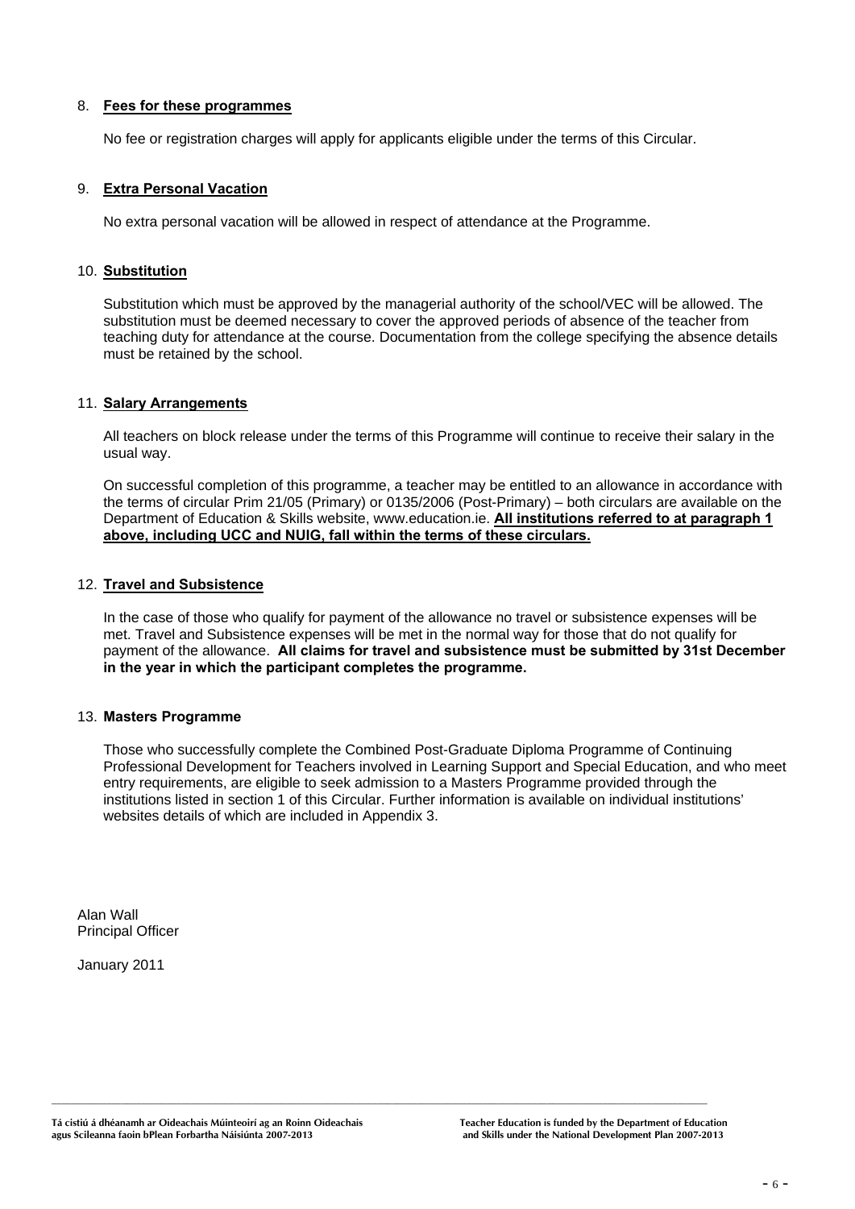8. **Fees for these programmes**

   No fee or registration charges will apply for applicants eligible under the terms of this Circular.

9. **Extra Personal Vacation**

   No extra personal vacation will be allowed in respect of attendance at the Programme.

10. **Substitution**

    Substitution which must be approved by the managerial authority of the school/VEC will be allowed. The substitution must be deemed necessary to cover the approved periods of absence of the teacher from teaching duty for attendance at the course. Documentation from the college specifying the absence details must be retained by the school.

11. **Salary Arrangements**

    All teachers on block release under the terms of this Programme will continue to receive their salary in the usual way.

    On successful completion of this programme, a teacher may be entitled to an allowance in accordance with the terms of circular Prim 21/05 (Primary) or 0135/2006 (Post-Primary) – both circulars are available on the Department of Education & Skills website, www.education.ie. **All institutions referred to at paragraph 1 above, including UCC and NUIG, fall within the terms of these circulars.**

12. **Travel and Subsistence**

    In the case of those who qualify for payment of the allowance no travel or subsistence expenses will be met. Travel and Subsistence expenses will be met in the normal way for those that do not qualify for payment of the allowance. **All claims for travel and subsistence must be submitted by 31st December in the year in which the participant completes the programme.**

13. **Masters Programme**

    Those who successfully complete the Combined Post-Graduate Diploma Programme of Continuing Professional Development for Teachers involved in Learning Support and Special Education, and who meet entry requirements, are eligible to seek admission to a Masters Programme provided through the institutions listed in section 1 of this Circular. Further information is available on individual institutions' websites details of which are included in Appendix 3.

Alan Wall
Principal Officer

January 2011

Tá cistiú á dhéanamh ar Oideachais Múinteoirí ag an Roinn Oideachais agus Scileanna faoin bPlean Forbartha Náisiúnta 2007-2013

Teacher Education is funded by the Department of Education and Skills under the National Development Plan 2007-2013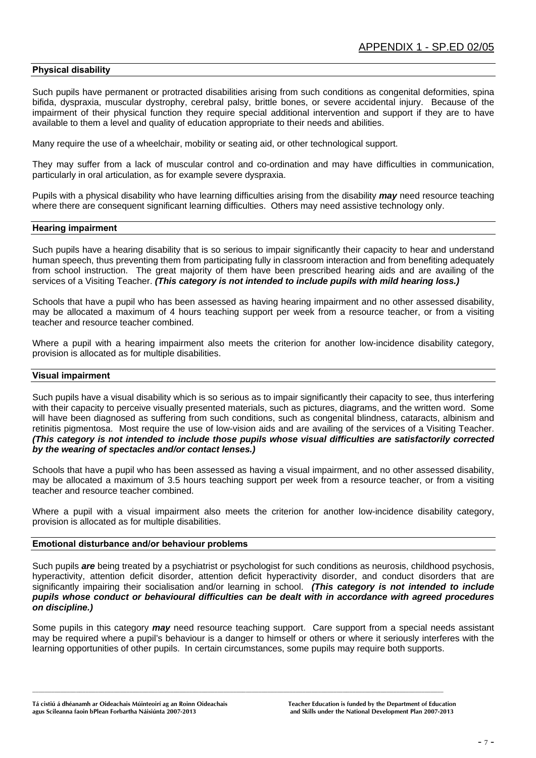## APPENDIX 1 - SP.ED 02/05

### Physical disability

Such pupils have permanent or protracted disabilities arising from such conditions as congenital deformities, spina bifida, dyspraxia, muscular dystrophy, cerebral palsy, brittle bones, or severe accidental injury. Because of the impairment of their physical function they require special additional intervention and support if they are to have available to them a level and quality of education appropriate to their needs and abilities.

Many require the use of a wheelchair, mobility or seating aid, or other technological support.

They may suffer from a lack of muscular control and co-ordination and may have difficulties in communication, particularly in oral articulation, as for example severe dyspraxia.

Pupils with a physical disability who have learning difficulties arising from the disability ***may*** need resource teaching where there are consequent significant learning difficulties. Others may need assistive technology only.

### Hearing impairment

Such pupils have a hearing disability that is so serious to impair significantly their capacity to hear and understand human speech, thus preventing them from participating fully in classroom interaction and from benefiting adequately from school instruction. The great majority of them have been prescribed hearing aids and are availing of the services of a Visiting Teacher. ***(This category is not intended to include pupils with mild hearing loss.)***

Schools that have a pupil who has been assessed as having hearing impairment and no other assessed disability, may be allocated a maximum of 4 hours teaching support per week from a resource teacher, or from a visiting teacher and resource teacher combined.

Where a pupil with a hearing impairment also meets the criterion for another low-incidence disability category, provision is allocated as for multiple disabilities.

### Visual impairment

Such pupils have a visual disability which is so serious as to impair significantly their capacity to see, thus interfering with their capacity to perceive visually presented materials, such as pictures, diagrams, and the written word. Some will have been diagnosed as suffering from such conditions, such as congenital blindness, cataracts, albinism and retinitis pigmentosa. Most require the use of low-vision aids and are availing of the services of a Visiting Teacher. ***(This category is not intended to include those pupils whose visual difficulties are satisfactorily corrected by the wearing of spectacles and/or contact lenses.)***

Schools that have a pupil who has been assessed as having a visual impairment, and no other assessed disability, may be allocated a maximum of 3.5 hours teaching support per week from a resource teacher, or from a visiting teacher and resource teacher combined.

Where a pupil with a visual impairment also meets the criterion for another low-incidence disability category, provision is allocated as for multiple disabilities.

### Emotional disturbance and/or behaviour problems

Such pupils ***are*** being treated by a psychiatrist or psychologist for such conditions as neurosis, childhood psychosis, hyperactivity, attention deficit disorder, attention deficit hyperactivity disorder, and conduct disorders that are significantly impairing their socialisation and/or learning in school. ***(This category is not intended to include pupils whose conduct or behavioural difficulties can be dealt with in accordance with agreed procedures on discipline.)***

Some pupils in this category ***may*** need resource teaching support. Care support from a special needs assistant may be required where a pupil's behaviour is a danger to himself or others or where it seriously interferes with the learning opportunities of other pupils. In certain circumstances, some pupils may require both supports.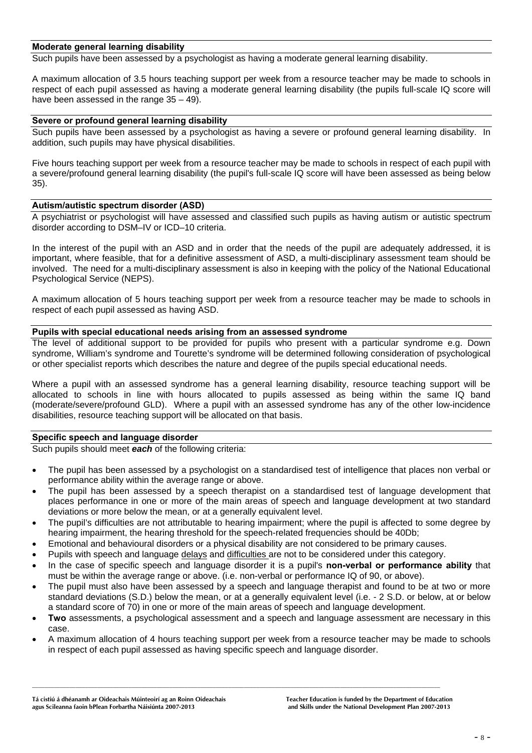### Moderate general learning disability

Such pupils have been assessed by a psychologist as having a moderate general learning disability.

A maximum allocation of 3.5 hours teaching support per week from a resource teacher may be made to schools in respect of each pupil assessed as having a moderate general learning disability (the pupils full-scale IQ score will have been assessed in the range 35 – 49).

### Severe or profound general learning disability

Such pupils have been assessed by a psychologist as having a severe or profound general learning disability. In addition, such pupils may have physical disabilities.

Five hours teaching support per week from a resource teacher may be made to schools in respect of each pupil with a severe/profound general learning disability (the pupil's full-scale IQ score will have been assessed as being below 35).

### Autism/autistic spectrum disorder (ASD)

A psychiatrist or psychologist will have assessed and classified such pupils as having autism or autistic spectrum disorder according to DSM–IV or ICD–10 criteria.

In the interest of the pupil with an ASD and in order that the needs of the pupil are adequately addressed, it is important, where feasible, that for a definitive assessment of ASD, a multi-disciplinary assessment team should be involved. The need for a multi-disciplinary assessment is also in keeping with the policy of the National Educational Psychological Service (NEPS).

A maximum allocation of 5 hours teaching support per week from a resource teacher may be made to schools in respect of each pupil assessed as having ASD.

### Pupils with special educational needs arising from an assessed syndrome

The level of additional support to be provided for pupils who present with a particular syndrome e.g. Down syndrome, William's syndrome and Tourette's syndrome will be determined following consideration of psychological or other specialist reports which describes the nature and degree of the pupils special educational needs.

Where a pupil with an assessed syndrome has a general learning disability, resource teaching support will be allocated to schools in line with hours allocated to pupils assessed as being within the same IQ band (moderate/severe/profound GLD). Where a pupil with an assessed syndrome has any of the other low-incidence disabilities, resource teaching support will be allocated on that basis.

### Specific speech and language disorder

Such pupils should meet ***each*** of the following criteria:

- The pupil has been assessed by a psychologist on a standardised test of intelligence that places non verbal or performance ability within the average range or above.
- The pupil has been assessed by a speech therapist on a standardised test of language development that places performance in one or more of the main areas of speech and language development at two standard deviations or more below the mean, or at a generally equivalent level.
- The pupil's difficulties are not attributable to hearing impairment; where the pupil is affected to some degree by hearing impairment, the hearing threshold for the speech-related frequencies should be 40Db;
- Emotional and behavioural disorders or a physical disability are not considered to be primary causes.
- Pupils with speech and language delays and difficulties are not to be considered under this category.
- In the case of specific speech and language disorder it is a pupil's **non-verbal or performance ability** that must be within the average range or above. (i.e. non-verbal or performance IQ of 90, or above).
- The pupil must also have been assessed by a speech and language therapist and found to be at two or more standard deviations (S.D.) below the mean, or at a generally equivalent level (i.e. - 2 S.D. or below, at or below a standard score of 70) in one or more of the main areas of speech and language development.
- **Two** assessments, a psychological assessment and a speech and language assessment are necessary in this case.
- A maximum allocation of 4 hours teaching support per week from a resource teacher may be made to schools in respect of each pupil assessed as having specific speech and language disorder.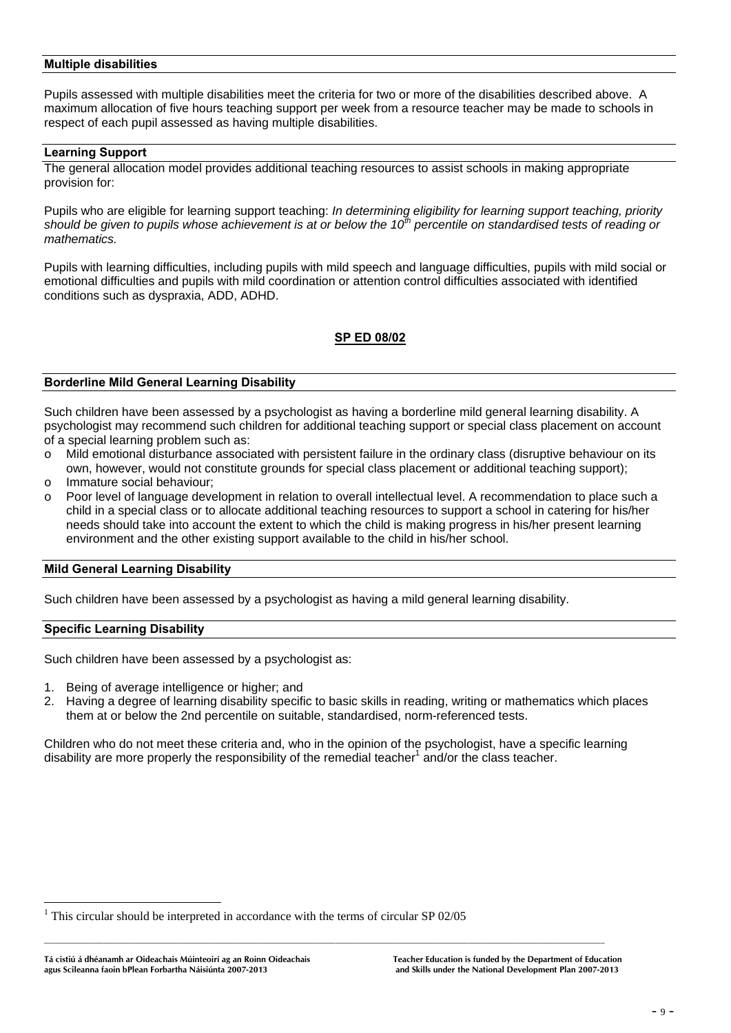### Multiple disabilities

Pupils assessed with multiple disabilities meet the criteria for two or more of the disabilities described above. A maximum allocation of five hours teaching support per week from a resource teacher may be made to schools in respect of each pupil assessed as having multiple disabilities.

### Learning Support

The general allocation model provides additional teaching resources to assist schools in making appropriate provision for:

Pupils who are eligible for learning support teaching: *In determining eligibility for learning support teaching, priority should be given to pupils whose achievement is at or below the 10th percentile on standardised tests of reading or mathematics.*

Pupils with learning difficulties, including pupils with mild speech and language difficulties, pupils with mild social or emotional difficulties and pupils with mild coordination or attention control difficulties associated with identified conditions such as dyspraxia, ADD, ADHD.

## SP ED 08/02

### Borderline Mild General Learning Disability

Such children have been assessed by a psychologist as having a borderline mild general learning disability. A psychologist may recommend such children for additional teaching support or special class placement on account of a special learning problem such as:

- Mild emotional disturbance associated with persistent failure in the ordinary class (disruptive behaviour on its own, however, would not constitute grounds for special class placement or additional teaching support);
- Immature social behaviour;
- Poor level of language development in relation to overall intellectual level. A recommendation to place such a child in a special class or to allocate additional teaching resources to support a school in catering for his/her needs should take into account the extent to which the child is making progress in his/her present learning environment and the other existing support available to the child in his/her school.

### Mild General Learning Disability

Such children have been assessed by a psychologist as having a mild general learning disability.

### Specific Learning Disability

Such children have been assessed by a psychologist as:

1. Being of average intelligence or higher; and
2. Having a degree of learning disability specific to basic skills in reading, writing or mathematics which places them at or below the 2nd percentile on suitable, standardised, norm-referenced tests.

Children who do not meet these criteria and, who in the opinion of the psychologist, have a specific learning disability are more properly the responsibility of the remedial teacher[1] and/or the class teacher.

[1] This circular should be interpreted in accordance with the terms of circular SP 02/05

Tá cistiú á dhéanamh ar Oideachais Múinteoirí ag an Roinn Oideachais agus Scileanna faoin bPlean Forbartha Náisiúnta 2007-2013

Teacher Education is funded by the Department of Education and Skills under the National Development Plan 2007-2013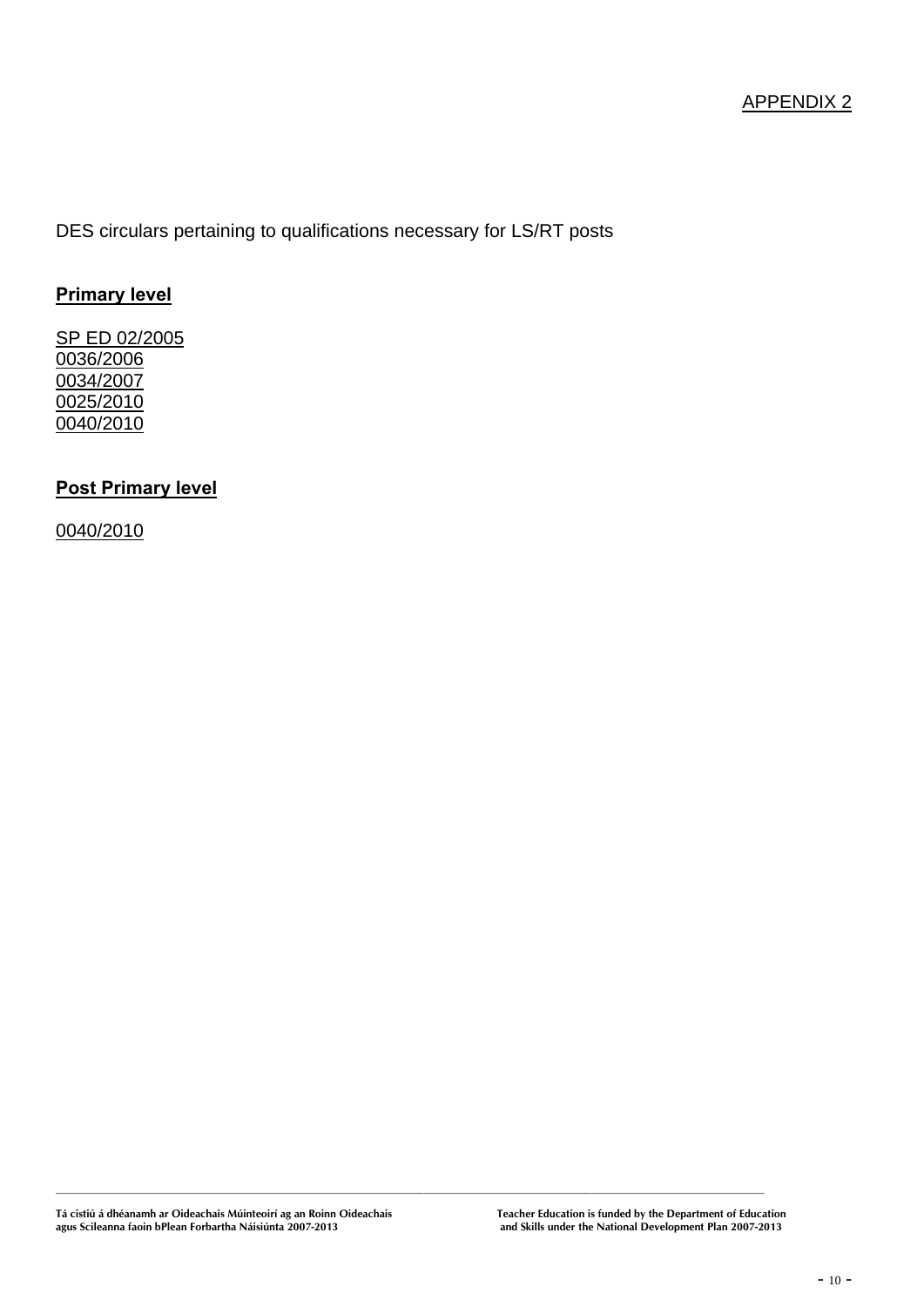APPENDIX 2

DES circulars pertaining to qualifications necessary for LS/RT posts

## Primary level

SP ED 02/2005
0036/2006
0034/2007
0025/2010
0040/2010

## Post Primary level

0040/2010

Tá cistiú á dhéanamh ar Oideachais Múinteoirí ag an Roinn Oideachais agus Scileanna faoin bPlean Forbartha Náisiúnta 2007-2013

Teacher Education is funded by the Department of Education and Skills under the National Development Plan 2007-2013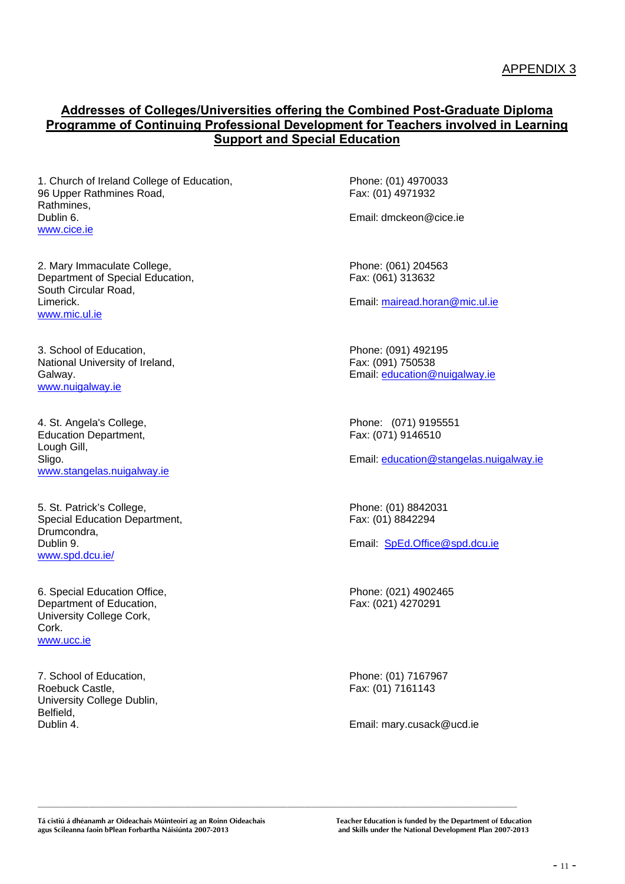APPENDIX 3

## Addresses of Colleges/Universities offering the Combined Post-Graduate Diploma Programme of Continuing Professional Development for Teachers involved in Learning Support and Special Education

1. Church of Ireland College of Education,
96 Upper Rathmines Road,
Rathmines,
Dublin 6.
www.cice.ie

Phone: (01) 4970033
Fax: (01) 4971932

Email: dmckeon@cice.ie

2. Mary Immaculate College,
Department of Special Education,
South Circular Road,
Limerick.
www.mic.ul.ie

Phone: (061) 204563
Fax: (061) 313632

Email: mairead.horan@mic.ul.ie

3. School of Education,
National University of Ireland,
Galway.
www.nuigalway.ie

Phone: (091) 492195
Fax: (091) 750538
Email: education@nuigalway.ie

4. St. Angela's College,
Education Department,
Lough Gill,
Sligo.
www.stangelas.nuigalway.ie

Phone: (071) 9195551
Fax: (071) 9146510

Email: education@stangelas.nuigalway.ie

5. St. Patrick's College,
Special Education Department,
Drumcondra,
Dublin 9.
www.spd.dcu.ie/

Phone: (01) 8842031
Fax: (01) 8842294

Email: SpEd.Office@spd.dcu.ie

6. Special Education Office,
Department of Education,
University College Cork,
Cork.
www.ucc.ie

Phone: (021) 4902465
Fax: (021) 4270291

7. School of Education,
Roebuck Castle,
University College Dublin,
Belfield,
Dublin 4.

Phone: (01) 7167967
Fax: (01) 7161143

Email: mary.cusack@ucd.ie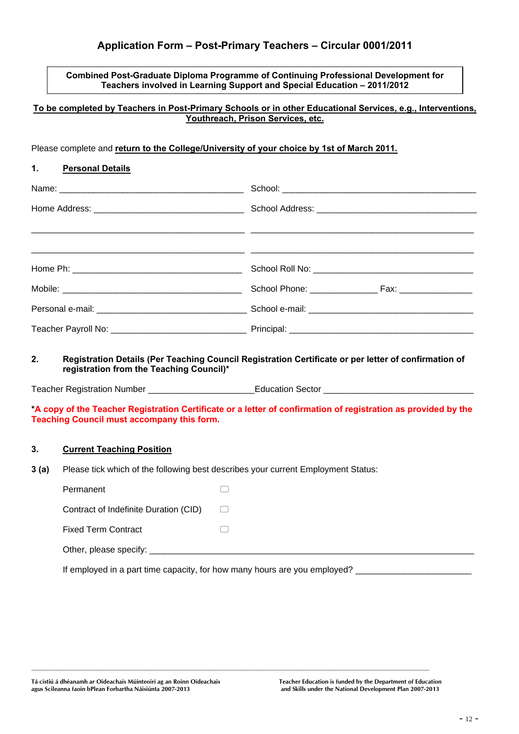## Application Form – Post-Primary Teachers – Circular 0001/2011

**Combined Post-Graduate Diploma Programme of Continuing Professional Development for Teachers involved in Learning Support and Special Education – 2011/2012**

**To be completed by Teachers in Post-Primary Schools or in other Educational Services, e.g., Interventions, Youthreach, Prison Services, etc.**

Please complete and **return to the College/University of your choice by 1st of March 2011.**

### 1. Personal Details

Name: ______________________________________ School: ________________________________________

Home Address: _______________________________ School Address: _________________________________

______________________________________________ ______________________________________________

______________________________________________ ______________________________________________

Home Ph: ___________________________________ School Roll No: _________________________________

Mobile: _____________________________________ School Phone: _____________ Fax: _______________

Personal e-mail: ______________________________ School e-mail: __________________________________

Teacher Payroll No: ___________________________ Principal: ______________________________________

### 2. Registration Details (Per Teaching Council Registration Certificate or per letter of confirmation of registration from the Teaching Council)*

Teacher Registration Number _____________________Education Sector ______________________________

***A copy of the Teacher Registration Certificate or a letter of confirmation of registration as provided by the Teaching Council must accompany this form.**

### 3. Current Teaching Position

**3 (a)** Please tick which of the following best describes your current Employment Status:

Permanent ☐

Contract of Indefinite Duration (CID) ☐

Fixed Term Contract ☐

Other, please specify: ________________________________________________________________

If employed in a part time capacity, for how many hours are you employed? _______________________

Tá cistiú á dhéanamh ar Oideachais Múinteoirí ag an Roinn Oideachais agus Scileanna faoin bPlean Forbartha Náisiúnta 2007-2013

Teacher Education is funded by the Department of Education and Skills under the National Development Plan 2007-2013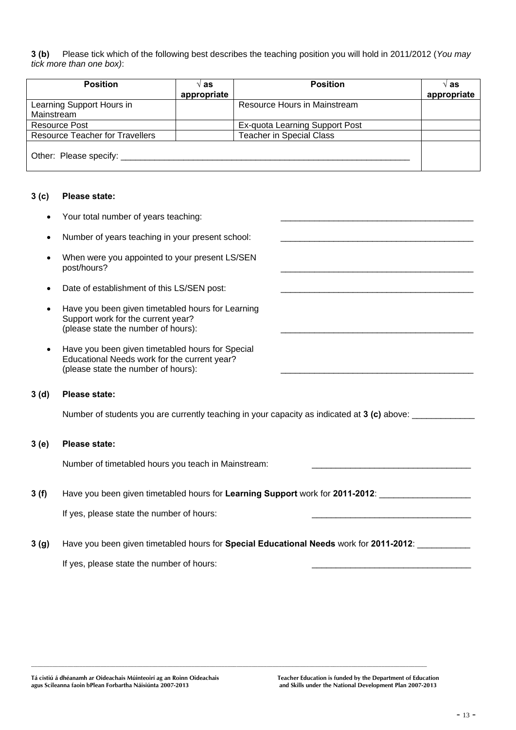**3 (b)** Please tick which of the following best describes the teaching position you will hold in 2011/2012 (*You may tick more than one box)*:

| Position | √ as appropriate | Position | √ as appropriate |
|---|---|---|---|
| Learning Support Hours in Mainstream | | Resource Hours in Mainstream | |
| Resource Post | | Ex-quota Learning Support Post | |
| Resource Teacher for Travellers | | Teacher in Special Class | |
| Other: Please specify: ___________________________________________________________ | | | |

**3 (c) Please state:**

- Your total number of years teaching: ________________________________________
- Number of years teaching in your present school: ________________________________________
- When were you appointed to your present LS/SEN post/hours? ________________________________________
- Date of establishment of this LS/SEN post: ________________________________________
- Have you been given timetabled hours for Learning Support work for the current year? (please state the number of hours): ________________________________________
- Have you been given timetabled hours for Special Educational Needs work for the current year? (please state the number of hours): ________________________________________

**3 (d) Please state:**

Number of students you are currently teaching in your capacity as indicated at **3 (c)** above: _____________

**3 (e) Please state:**

Number of timetabled hours you teach in Mainstream: _________________________________

**3 (f)** Have you been given timetabled hours for **Learning Support** work for **2011-2012**: ___________________

If yes, please state the number of hours: _________________________________

**3 (g)** Have you been given timetabled hours for **Special Educational Needs** work for **2011-2012**: ___________

If yes, please state the number of hours: _________________________________

Tá cistiú á dhéanamh ar Oideachais Múinteoirí ag an Roinn Oideachais agus Scileanna faoin bPlean Forbartha Náisiúnta 2007-2013

Teacher Education is funded by the Department of Education and Skills under the National Development Plan 2007-2013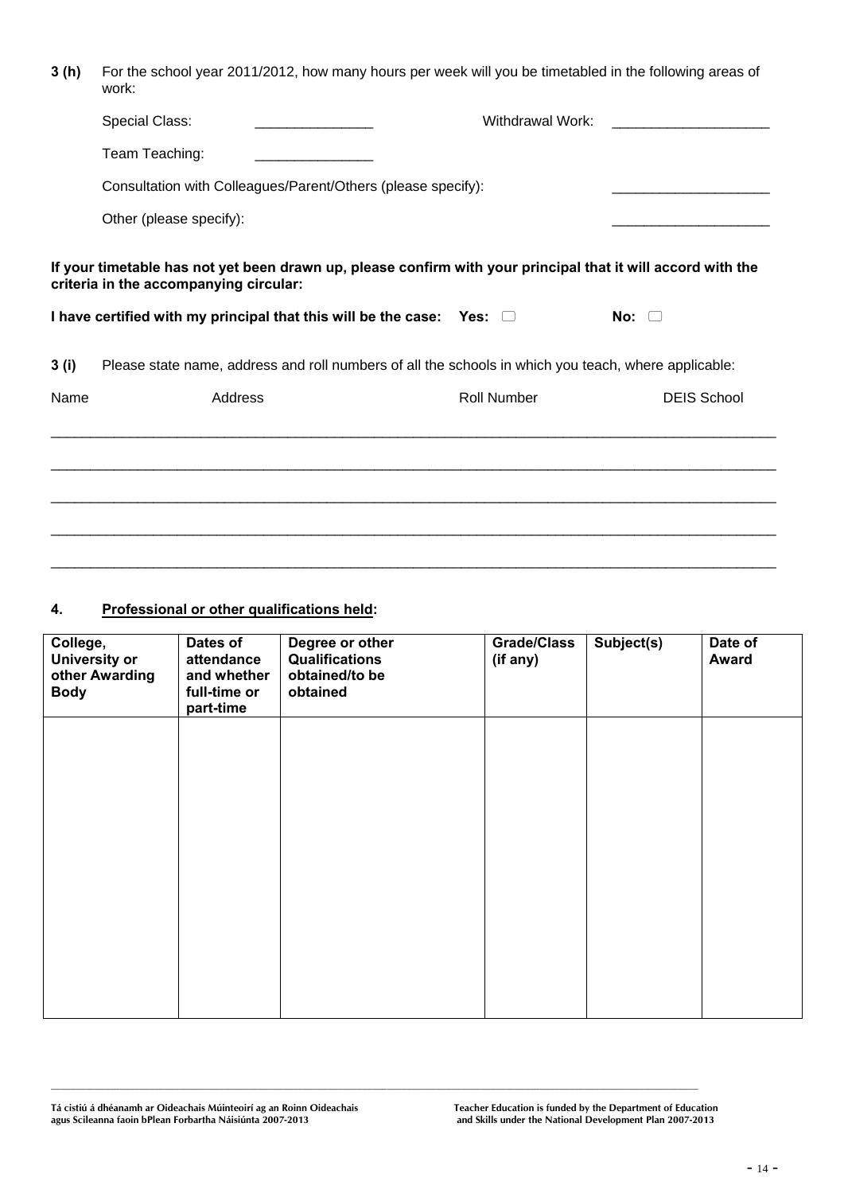**3 (h)** For the school year 2011/2012, how many hours per week will you be timetabled in the following areas of work:

Special Class: _______________ Withdrawal Work: ____________________

Team Teaching: _______________

Consultation with Colleagues/Parent/Others (please specify): ____________________

Other (please specify): ____________________

**If your timetable has not yet been drawn up, please confirm with your principal that it will accord with the criteria in the accompanying circular:**

**I have certified with my principal that this will be the case: Yes:** ☐ **No:** ☐

**3 (i)** Please state name, address and roll numbers of all the schools in which you teach, where applicable:

| Name | Address | Roll Number | DEIS School |
|---|---|---|---|
| | | | |
| | | | |
| | | | |
| | | | |
| | | | |

**4. <u>Professional or other qualifications held</u>:**

| College, University or other Awarding Body | Dates of attendance and whether full-time or part-time | Degree or other Qualifications obtained/to be obtained | Grade/Class (if any) | Subject(s) | Date of Award |
|---|---|---|---|---|---|
| | | | | | |

Tá cistiú á dhéanamh ar Oideachais Múinteoirí ag an Roinn Oideachais agus Scileanna faoin bPlean Forbartha Náisiúnta 2007-2013

Teacher Education is funded by the Department of Education and Skills under the National Development Plan 2007-2013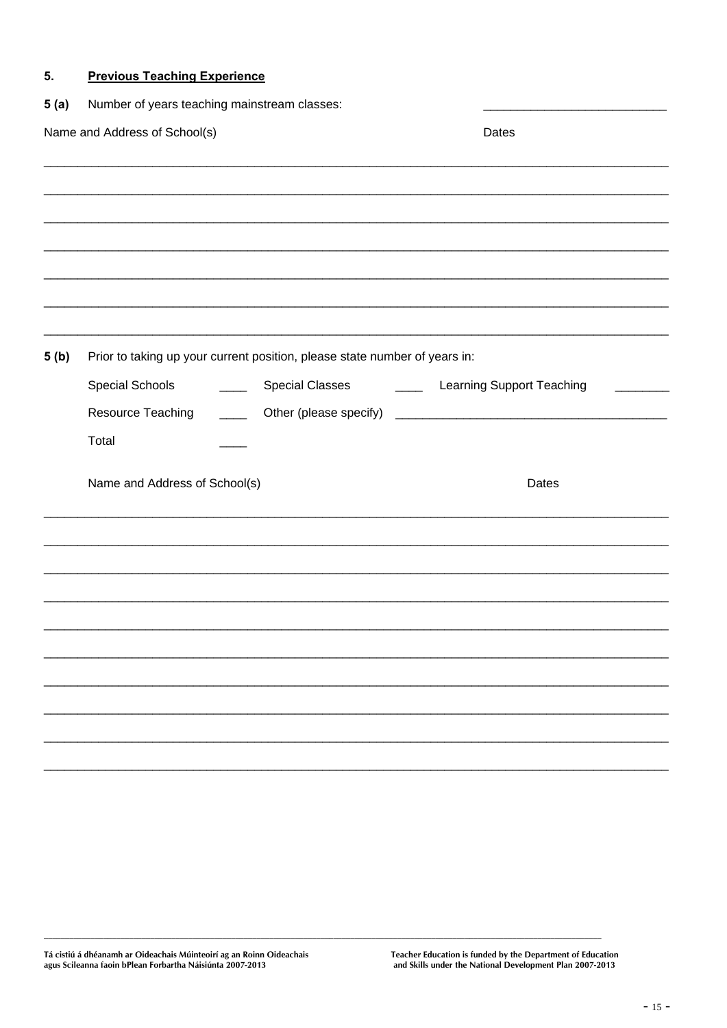## 5. Previous Teaching Experience

**5 (a)** Number of years teaching mainstream classes: ___________________________

Name and Address of School(s) Dates

______________________________________________________________________________________________

______________________________________________________________________________________________

______________________________________________________________________________________________

______________________________________________________________________________________________

______________________________________________________________________________________________

______________________________________________________________________________________________

______________________________________________________________________________________________

**5 (b)** Prior to taking up your current position, please state number of years in:

Special Schools ____ Special Classes ____ Learning Support Teaching ________

Resource Teaching ____ Other (please specify) ________________________________________

Total ____

Name and Address of School(s) Dates

______________________________________________________________________________________________

______________________________________________________________________________________________

______________________________________________________________________________________________

______________________________________________________________________________________________

______________________________________________________________________________________________

______________________________________________________________________________________________

______________________________________________________________________________________________

______________________________________________________________________________________________

______________________________________________________________________________________________

______________________________________________________________________________________________

Tá cistiú á dhéanamh ar Oideachais Múinteoirí ag an Roinn Oideachais agus Scileanna faoin bPlean Forbartha Náisiúnta 2007-2013

Teacher Education is funded by the Department of Education and Skills under the National Development Plan 2007-2013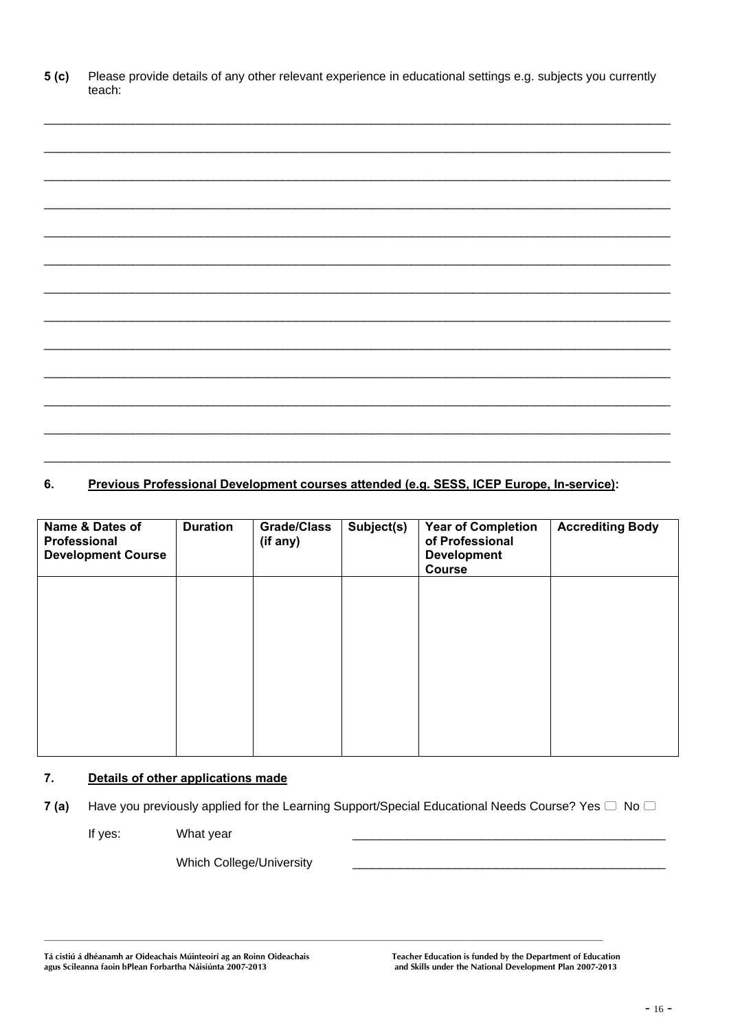**5 (c)** Please provide details of any other relevant experience in educational settings e.g. subjects you currently teach:

_______________________________________________________________________________

_______________________________________________________________________________

_______________________________________________________________________________

_______________________________________________________________________________

_______________________________________________________________________________

_______________________________________________________________________________

_______________________________________________________________________________

_______________________________________________________________________________

_______________________________________________________________________________

_______________________________________________________________________________

_______________________________________________________________________________

_______________________________________________________________________________

_______________________________________________________________________________

**6. Previous Professional Development courses attended (e.g. SESS, ICEP Europe, In-service):**

| Name & Dates of Professional Development Course | Duration | Grade/Class (if any) | Subject(s) | Year of Completion of Professional Development Course | Accrediting Body |
|---|---|---|---|---|---|
| | | | | | |

**7. Details of other applications made**

**7 (a)** Have you previously applied for the Learning Support/Special Educational Needs Course? Yes ☐ No ☐

If yes: What year _______________________________________________

Which College/University _______________________________________________

Tá cistiú á dhéanamh ar Oideachais Múinteoirí ag an Roinn Oideachais agus Scileanna faoin bPlean Forbartha Náisiúnta 2007-2013

Teacher Education is funded by the Department of Education and Skills under the National Development Plan 2007-2013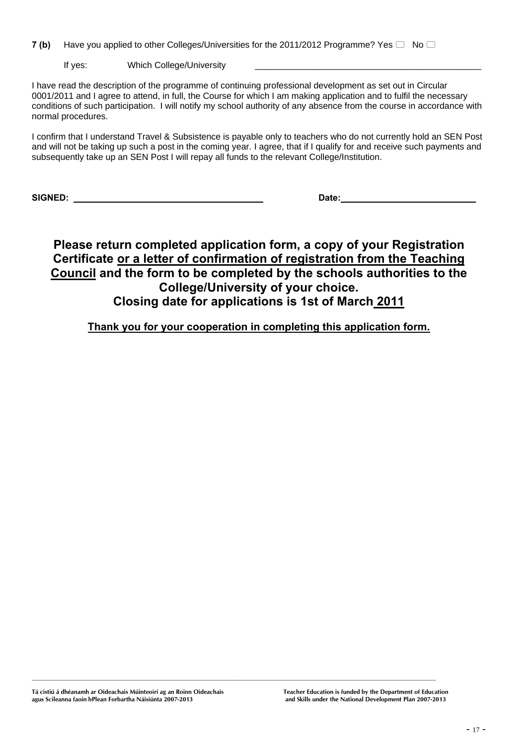**7 (b)** Have you applied to other Colleges/Universities for the 2011/2012 Programme? Yes ☐ No ☐

If yes: Which College/University \_\_\_\_\_\_\_\_\_\_\_\_\_\_\_\_\_\_\_\_\_\_\_\_\_\_\_\_\_\_\_\_\_\_\_\_\_\_\_\_\_\_\_\_\_\_\_\_

I have read the description of the programme of continuing professional development as set out in Circular 0001/2011 and I agree to attend, in full, the Course for which I am making application and to fulfil the necessary conditions of such participation. I will notify my school authority of any absence from the course in accordance with normal procedures.

I confirm that I understand Travel & Subsistence is payable only to teachers who do not currently hold an SEN Post and will not be taking up such a post in the coming year. I agree, that if I qualify for and receive such payments and subsequently take up an SEN Post I will repay all funds to the relevant College/Institution.

**SIGNED:** \_\_\_\_\_\_\_\_\_\_\_\_\_\_\_\_\_\_\_\_\_\_\_\_\_\_\_\_\_\_\_\_\_\_\_\_\_\_ **Date:**\_\_\_\_\_\_\_\_\_\_\_\_\_\_\_\_\_\_\_\_\_\_\_\_\_\_\_\_

**Please return completed application form, a copy of your Registration Certificate <u>or a letter of confirmation of registration from the Teaching Council</u> and the form to be completed by the schools authorities to the College/University of your choice.**

**Closing date for applications is 1st of March <u>2011</u>**

**<u>Thank you for your cooperation in completing this application form.</u>**

Tá cistiú á dhéanamh ar Oideachais Múinteoirí ag an Roinn Oideachais agus Scileanna faoin bPlean Forbartha Náisiúnta 2007-2013

Teacher Education is funded by the Department of Education and Skills under the National Development Plan 2007-2013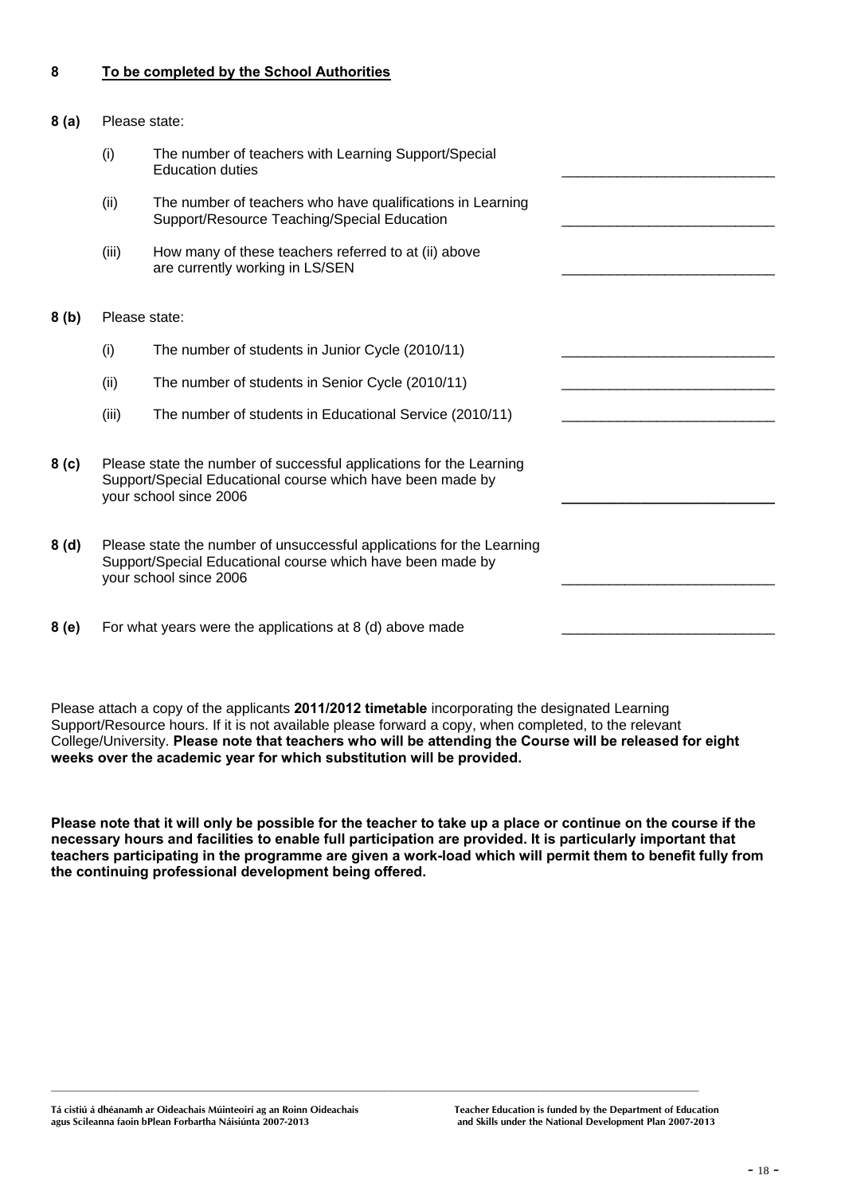## 8 **To be completed by the School Authorities**

**8 (a)** Please state:

(i) The number of teachers with Learning Support/Special Education duties ___________________________

(ii) The number of teachers who have qualifications in Learning Support/Resource Teaching/Special Education ___________________________

(iii) How many of these teachers referred to at (ii) above are currently working in LS/SEN ___________________________

**8 (b)** Please state:

(i) The number of students in Junior Cycle (2010/11) ___________________________

(ii) The number of students in Senior Cycle (2010/11) ___________________________

(iii) The number of students in Educational Service (2010/11) ___________________________

**8 (c)** Please state the number of successful applications for the Learning Support/Special Educational course which have been made by your school since 2006 ___________________________

**8 (d)** Please state the number of unsuccessful applications for the Learning Support/Special Educational course which have been made by your school since 2006 ___________________________

**8 (e)** For what years were the applications at 8 (d) above made ___________________________

Please attach a copy of the applicants **2011/2012 timetable** incorporating the designated Learning Support/Resource hours. If it is not available please forward a copy, when completed, to the relevant College/University. **Please note that teachers who will be attending the Course will be released for eight weeks over the academic year for which substitution will be provided.**

**Please note that it will only be possible for the teacher to take up a place or continue on the course if the necessary hours and facilities to enable full participation are provided. It is particularly important that teachers participating in the programme are given a work-load which will permit them to benefit fully from the continuing professional development being offered.**

Tá cistiú á dhéanamh ar Oideachais Múinteoirí ag an Roinn Oideachais agus Scileanna faoin bPlean Forbartha Náisiúnta 2007-2013

Teacher Education is funded by the Department of Education and Skills under the National Development Plan 2007-2013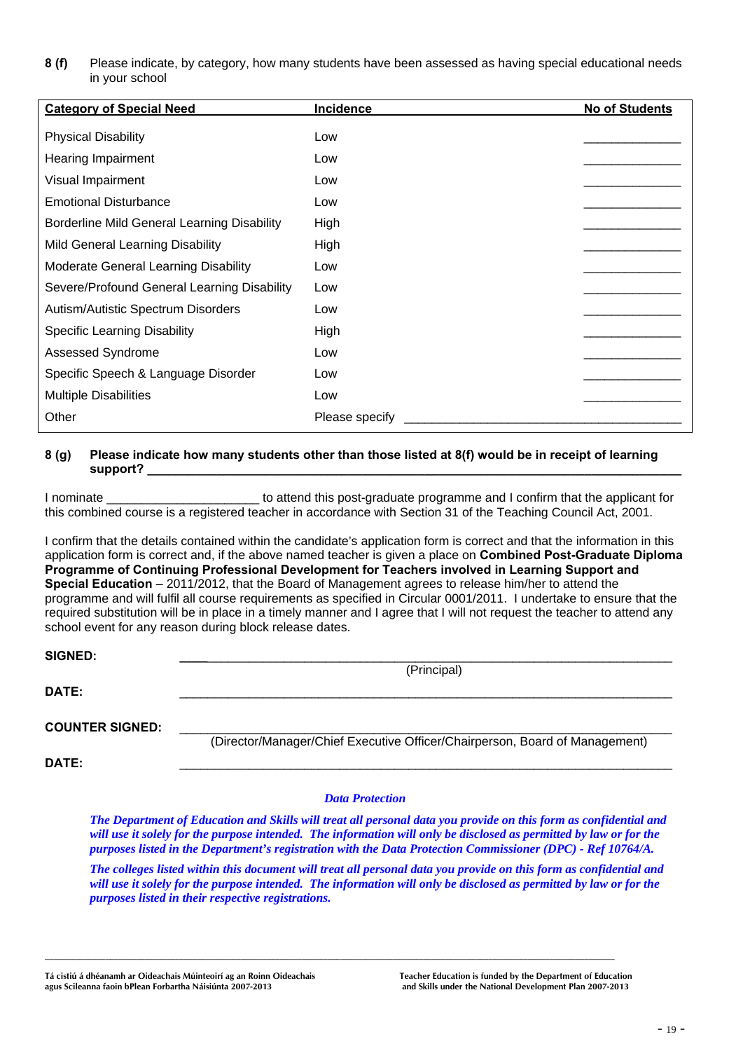**8 (f)** Please indicate, by category, how many students have been assessed as having special educational needs in your school

| Category of Special Need | Incidence | No of Students |
|---|---|---|
| Physical Disability | Low | ______________ |
| Hearing Impairment | Low | ______________ |
| Visual Impairment | Low | ______________ |
| Emotional Disturbance | Low | ______________ |
| Borderline Mild General Learning Disability | High | ______________ |
| Mild General Learning Disability | High | ______________ |
| Moderate General Learning Disability | Low | ______________ |
| Severe/Profound General Learning Disability | Low | ______________ |
| Autism/Autistic Spectrum Disorders | Low | ______________ |
| Specific Learning Disability | High | ______________ |
| Assessed Syndrome | Low | ______________ |
| Specific Speech & Language Disorder | Low | ______________ |
| Multiple Disabilities | Low | ______________ |
| Other | Please specify ________________________________________ | |

**8 (g) Please indicate how many students other than those listed at 8(f) would be in receipt of learning support? ______________________________________________________________**

I nominate ______________________ to attend this post-graduate programme and I confirm that the applicant for this combined course is a registered teacher in accordance with Section 31 of the Teaching Council Act, 2001.

I confirm that the details contained within the candidate's application form is correct and that the information in this application form is correct and, if the above named teacher is given a place on **Combined Post-Graduate Diploma Programme of Continuing Professional Development for Teachers involved in Learning Support and Special Education** – 2011/2012, that the Board of Management agrees to release him/her to attend the programme and will fulfil all course requirements as specified in Circular 0001/2011. I undertake to ensure that the required substitution will be in place in a timely manner and I agree that I will not request the teacher to attend any school event for any reason during block release dates.

**SIGNED:** ______________________________________________________________________
(Principal)

**DATE:** ______________________________________________________________________

**COUNTER SIGNED:** ______________________________________________________________________
(Director/Manager/Chief Executive Officer/Chairperson, Board of Management)

**DATE:** ______________________________________________________________________

***Data Protection***

***The Department of Education and Skills will treat all personal data you provide on this form as confidential and will use it solely for the purpose intended. The information will only be disclosed as permitted by law or for the purposes listed in the Department's registration with the Data Protection Commissioner (DPC) - Ref 10764/A.***

***The colleges listed within this document will treat all personal data you provide on this form as confidential and will use it solely for the purpose intended. The information will only be disclosed as permitted by law or for the purposes listed in their respective registrations.***

**Tá cistiú á dhéanamh ar Oideachais Múinteoirí ag an Roinn Oideachais agus Scileanna faoin bPlean Forbartha Náisiúnta 2007-2013**

**Teacher Education is funded by the Department of Education and Skills under the National Development Plan 2007-2013**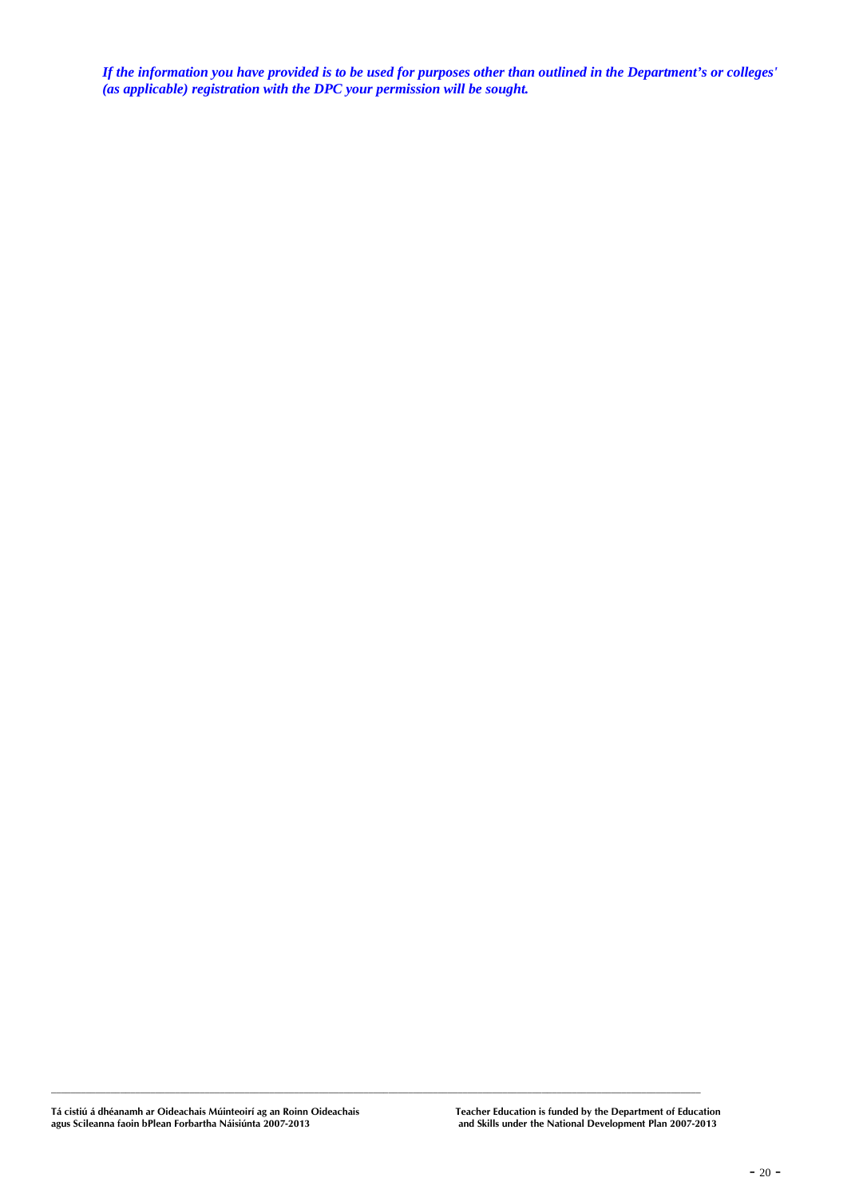***If the information you have provided is to be used for purposes other than outlined in the Department's or colleges' (as applicable) registration with the DPC your permission will be sought.***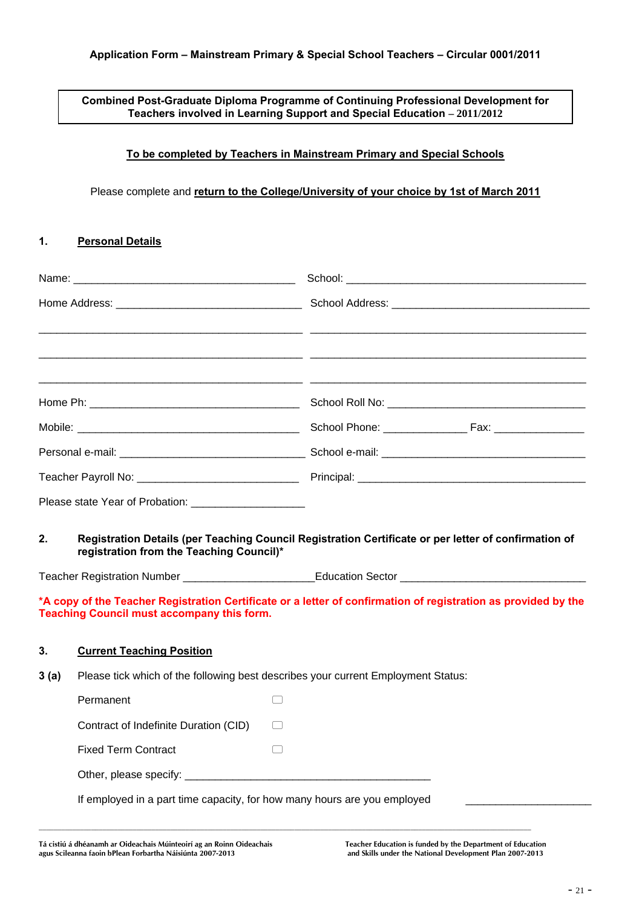**Application Form – Mainstream Primary & Special School Teachers – Circular 0001/2011**

**Combined Post-Graduate Diploma Programme of Continuing Professional Development for Teachers involved in Learning Support and Special Education – 2011/2012**

**To be completed by Teachers in Mainstream Primary and Special Schools**

Please complete and **return to the College/University of your choice by 1st of March 2011**

## 1. Personal Details

Name: ___________________________________ School: ________________________________________

Home Address: ______________________________ School Address: ________________________________

___________________________________________ ___________________________________________

___________________________________________ ___________________________________________

___________________________________________ ___________________________________________

Home Ph: __________________________________ School Roll No: _________________________________

Mobile: ____________________________________ School Phone: _____________ Fax: ______________

Personal e-mail: _____________________________ School e-mail: _________________________________

Teacher Payroll No: __________________________ Principal: _____________________________________

Please state Year of Probation: __________________

## 2. Registration Details (per Teaching Council Registration Certificate or per letter of confirmation of registration from the Teaching Council)*

Teacher Registration Number _____________________Education Sector ______________________________

**\*A copy of the Teacher Registration Certificate or a letter of confirmation of registration as provided by the Teaching Council must accompany this form.**

## 3. Current Teaching Position

**3 (a)** Please tick which of the following best describes your current Employment Status:

Permanent ☐

Contract of Indefinite Duration (CID) ☐

Fixed Term Contract ☐

Other, please specify: _________________________________________

If employed in a part time capacity, for how many hours are you employed ____________________

Tá cistiú á dhéanamh ar Oideachais Múinteoirí ag an Roinn Oideachais agus Scileanna faoin bPlean Forbartha Náisiúnta 2007-2013

Teacher Education is funded by the Department of Education and Skills under the National Development Plan 2007-2013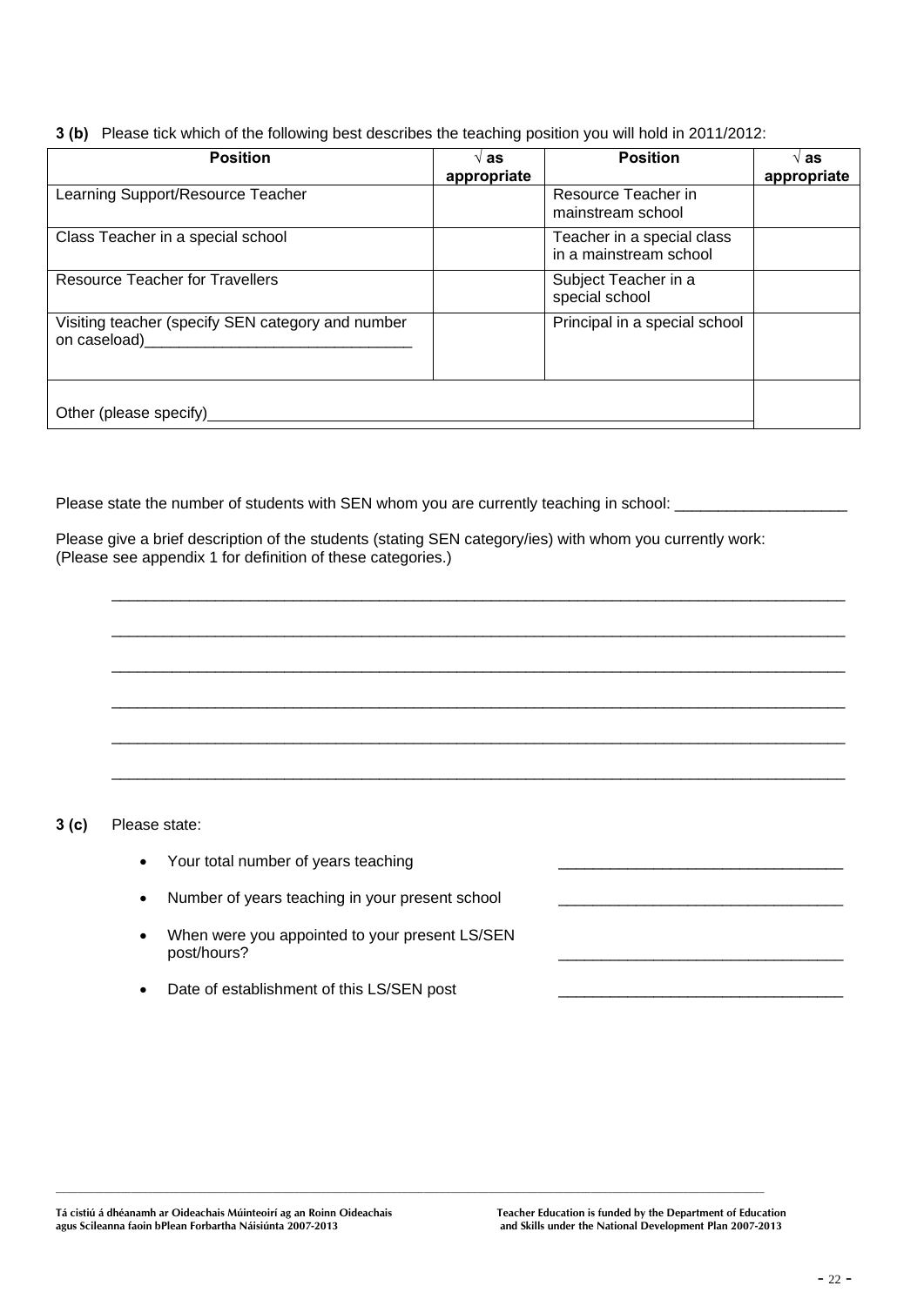**3 (b)** Please tick which of the following best describes the teaching position you will hold in 2011/2012:

| Position | √ as appropriate | Position | √ as appropriate |
|---|---|---|---|
| Learning Support/Resource Teacher | | Resource Teacher in mainstream school | |
| Class Teacher in a special school | | Teacher in a special class in a mainstream school | |
| Resource Teacher for Travellers | | Subject Teacher in a special school | |
| Visiting teacher (specify SEN category and number on caseload)______________________________ | | Principal in a special school | |
| Other (please specify)________________________________________________ | | | |

Please state the number of students with SEN whom you are currently teaching in school: ____________________

Please give a brief description of the students (stating SEN category/ies) with whom you currently work:
(Please see appendix 1 for definition of these categories.)

_______________________________________________________________________________

_______________________________________________________________________________

_______________________________________________________________________________

_______________________________________________________________________________

_______________________________________________________________________________

_______________________________________________________________________________

**3 (c)** Please state:

- Your total number of years teaching ________________________________
- Number of years teaching in your present school ________________________________
- When were you appointed to your present LS/SEN post/hours? ________________________________
- Date of establishment of this LS/SEN post ________________________________

**Tá cistiú á dhéanamh ar Oideachais Múinteoirí ag an Roinn Oideachais agus Scileanna faoin bPlean Forbartha Náisiúnta 2007-2013**

**Teacher Education is funded by the Department of Education and Skills under the National Development Plan 2007-2013**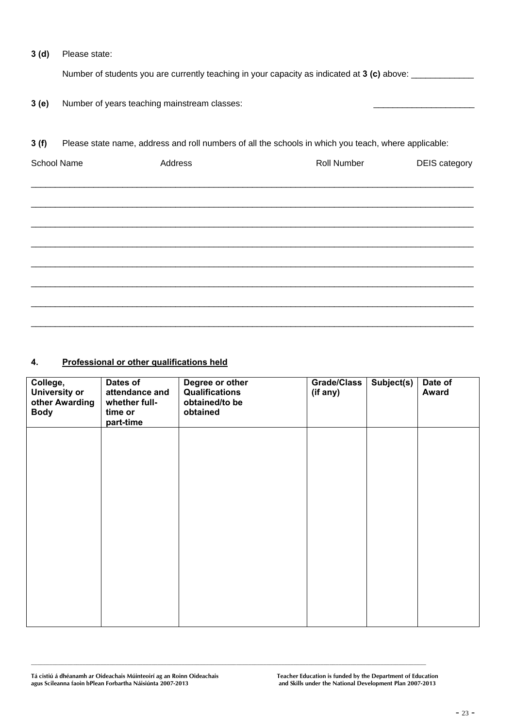**3 (d)** Please state:

Number of students you are currently teaching in your capacity as indicated at **3 (c)** above: _____________

**3 (e)** Number of years teaching mainstream classes: _____________________

**3 (f)** Please state name, address and roll numbers of all the schools in which you teach, where applicable:

| School Name | Address | Roll Number | DEIS category |
|---|---|---|---|
| | | | |
| | | | |
| | | | |
| | | | |
| | | | |
| | | | |
| | | | |
| | | | |

## 4. Professional or other qualifications held

| College, University or other Awarding Body | Dates of attendance and whether full-time or part-time | Degree or other Qualifications obtained/to be obtained | Grade/Class (if any) | Subject(s) | Date of Award |
|---|---|---|---|---|---|
| | | | | | |

Tá cistiú á dhéanamh ar Oideachais Múinteoirí ag an Roinn Oideachais agus Scileanna faoin bPlean Forbartha Náisiúnta 2007-2013

Teacher Education is funded by the Department of Education and Skills under the National Development Plan 2007-2013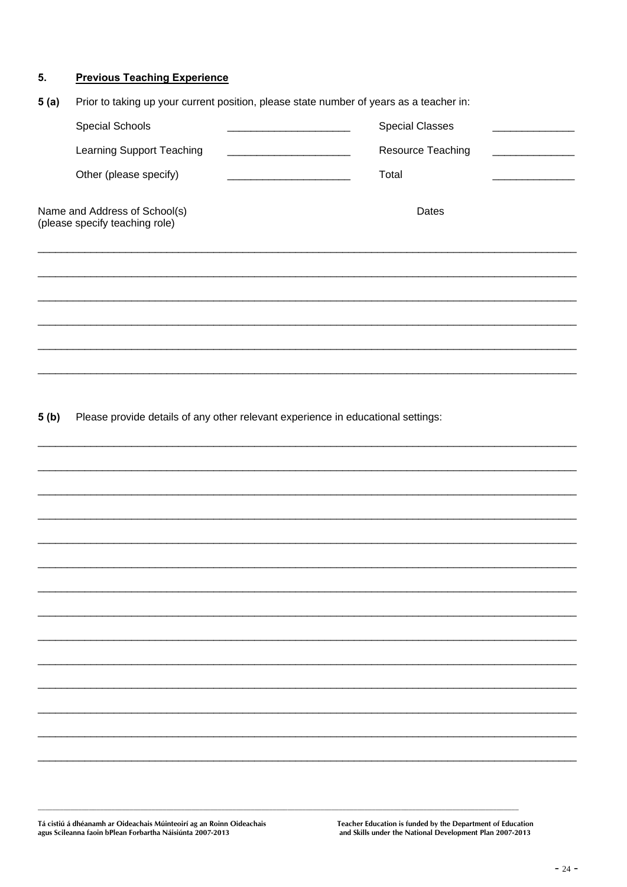## 5. Previous Teaching Experience

**5 (a)** Prior to taking up your current position, please state number of years as a teacher in:

| | | | |
|---|---|---|---|
| Special Schools | ____________________ | Special Classes | _____________ |
| Learning Support Teaching | ____________________ | Resource Teaching | _____________ |
| Other (please specify) | ____________________ | Total | _____________ |

Name and Address of School(s)
(please specify teaching role)

Dates

______________________________________________________________________________

______________________________________________________________________________

______________________________________________________________________________

______________________________________________________________________________

______________________________________________________________________________

______________________________________________________________________________

**5 (b)** Please provide details of any other relevant experience in educational settings:

______________________________________________________________________________

______________________________________________________________________________

______________________________________________________________________________

______________________________________________________________________________

______________________________________________________________________________

______________________________________________________________________________

______________________________________________________________________________

______________________________________________________________________________

______________________________________________________________________________

______________________________________________________________________________

______________________________________________________________________________

______________________________________________________________________________

______________________________________________________________________________

______________________________________________________________________________

Tá cistiú á dhéanamh ar Oideachais Múinteoirí ag an Roinn Oideachais agus Scileanna faoin bPlean Forbartha Náisiúnta 2007-2013

Teacher Education is funded by the Department of Education and Skills under the National Development Plan 2007-2013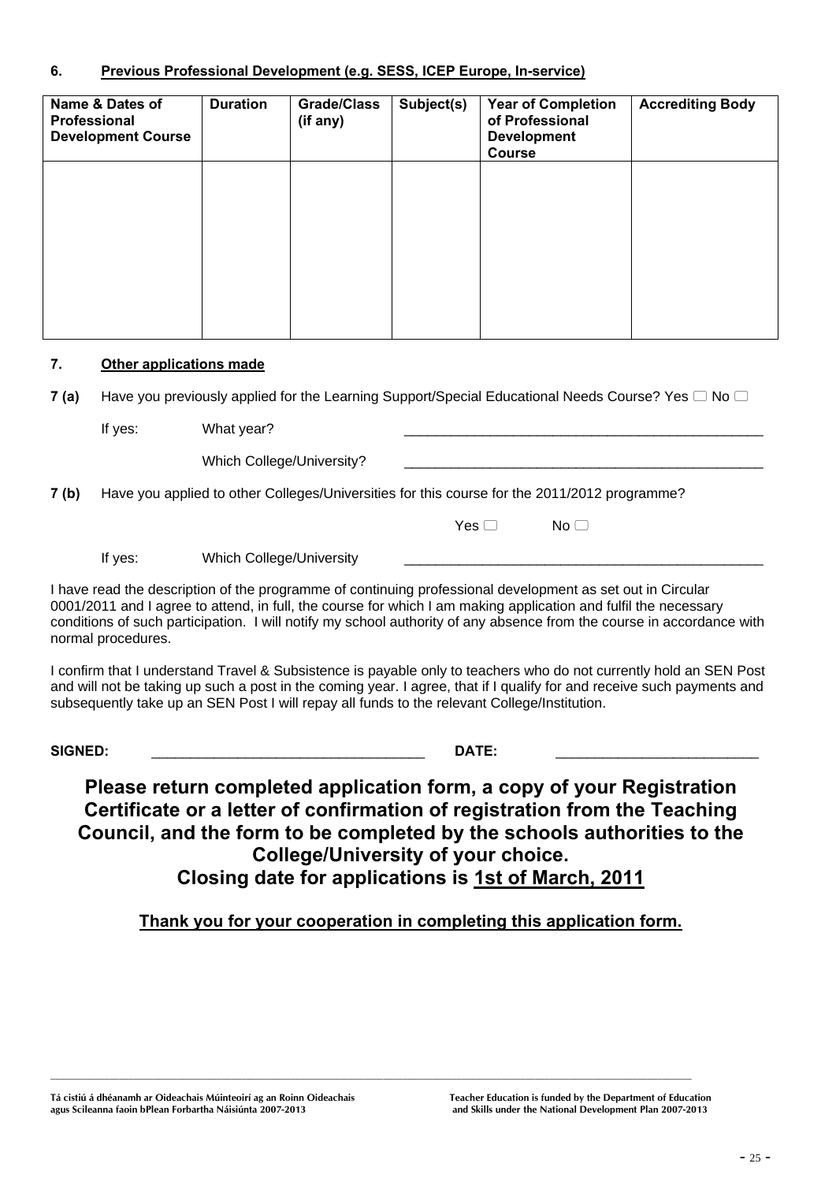## 6. Previous Professional Development (e.g. SESS, ICEP Europe, In-service)

| Name & Dates of Professional Development Course | Duration | Grade/Class (if any) | Subject(s) | Year of Completion of Professional Development Course | Accrediting Body |
|---|---|---|---|---|---|
| | | | | | |

## 7. Other applications made

**7 (a)** Have you previously applied for the Learning Support/Special Educational Needs Course? Yes ☐ No ☐

If yes: What year? ________________________________________________

Which College/University? ________________________________________________

**7 (b)** Have you applied to other Colleges/Universities for this course for the 2011/2012 programme?

Yes ☐ No ☐

If yes: Which College/University ________________________________________________

I have read the description of the programme of continuing professional development as set out in Circular 0001/2011 and I agree to attend, in full, the course for which I am making application and fulfil the necessary conditions of such participation. I will notify my school authority of any absence from the course in accordance with normal procedures.

I confirm that I understand Travel & Subsistence is payable only to teachers who do not currently hold an SEN Post and will not be taking up such a post in the coming year. I agree, that if I qualify for and receive such payments and subsequently take up an SEN Post I will repay all funds to the relevant College/Institution.

**SIGNED:** ____________________________________ **DATE:** __________________________

**Please return completed application form, a copy of your Registration Certificate or a letter of confirmation of registration from the Teaching Council, and the form to be completed by the schools authorities to the College/University of your choice.**

**Closing date for applications is 1st of March, 2011**

**Thank you for your cooperation in completing this application form.**

Tá cistiú á dhéanamh ar Oideachais Múinteoirí ag an Roinn Oideachais agus Scileanna faoin bPlean Forbartha Náisiúnta 2007-2013

Teacher Education is funded by the Department of Education and Skills under the National Development Plan 2007-2013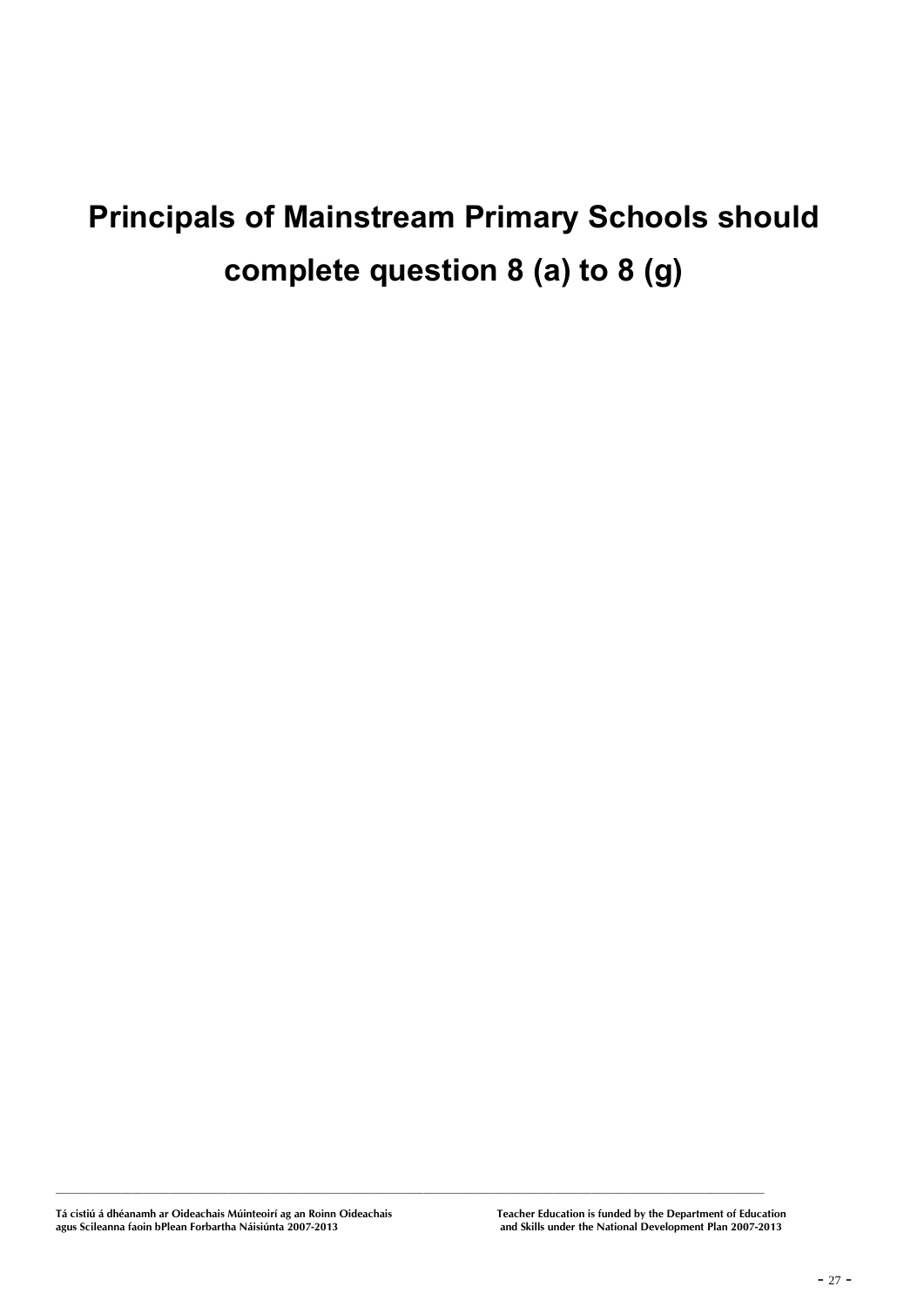# Principals of Mainstream Primary Schools should complete question 8 (a) to 8 (g)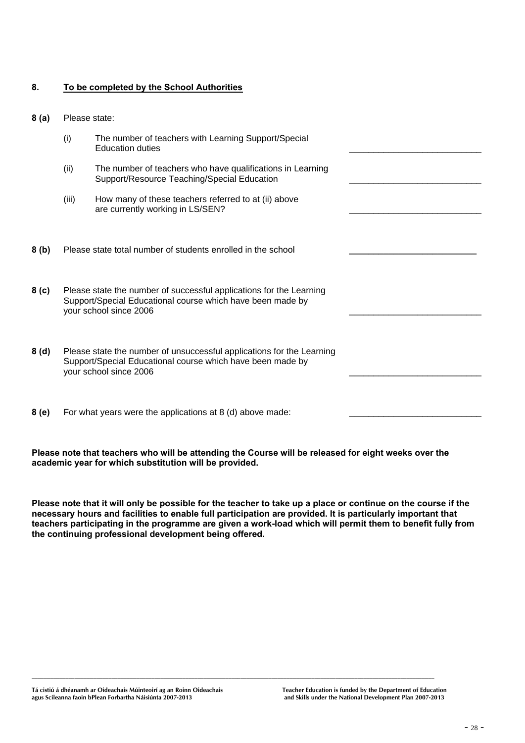## 8. <u>To be completed by the School Authorities</u>

**8 (a)** Please state:

(i) The number of teachers with Learning Support/Special Education duties \_\_\_\_\_\_\_\_\_\_\_\_\_\_\_\_\_\_\_\_\_\_\_\_\_\_\_

(ii) The number of teachers who have qualifications in Learning Support/Resource Teaching/Special Education \_\_\_\_\_\_\_\_\_\_\_\_\_\_\_\_\_\_\_\_\_\_\_\_\_\_\_

(iii) How many of these teachers referred to at (ii) above are currently working in LS/SEN? \_\_\_\_\_\_\_\_\_\_\_\_\_\_\_\_\_\_\_\_\_\_\_\_\_\_\_

**8 (b)** Please state total number of students enrolled in the school \_\_\_\_\_\_\_\_\_\_\_\_\_\_\_\_\_\_\_\_\_\_\_\_\_\_\_

**8 (c)** Please state the number of successful applications for the Learning Support/Special Educational course which have been made by your school since 2006 \_\_\_\_\_\_\_\_\_\_\_\_\_\_\_\_\_\_\_\_\_\_\_\_\_\_\_

**8 (d)** Please state the number of unsuccessful applications for the Learning Support/Special Educational course which have been made by your school since 2006 \_\_\_\_\_\_\_\_\_\_\_\_\_\_\_\_\_\_\_\_\_\_\_\_\_\_\_

**8 (e)** For what years were the applications at 8 (d) above made: \_\_\_\_\_\_\_\_\_\_\_\_\_\_\_\_\_\_\_\_\_\_\_\_\_\_\_

**Please note that teachers who will be attending the Course will be released for eight weeks over the academic year for which substitution will be provided.**

**Please note that it will only be possible for the teacher to take up a place or continue on the course if the necessary hours and facilities to enable full participation are provided. It is particularly important that teachers participating in the programme are given a work-load which will permit them to benefit fully from the continuing professional development being offered.**

Tá cistiú á dhéanamh ar Oideachais Múinteoirí ag an Roinn Oideachais agus Scileanna faoin bPlean Forbartha Náisiúnta 2007-2013

Teacher Education is funded by the Department of Education and Skills under the National Development Plan 2007-2013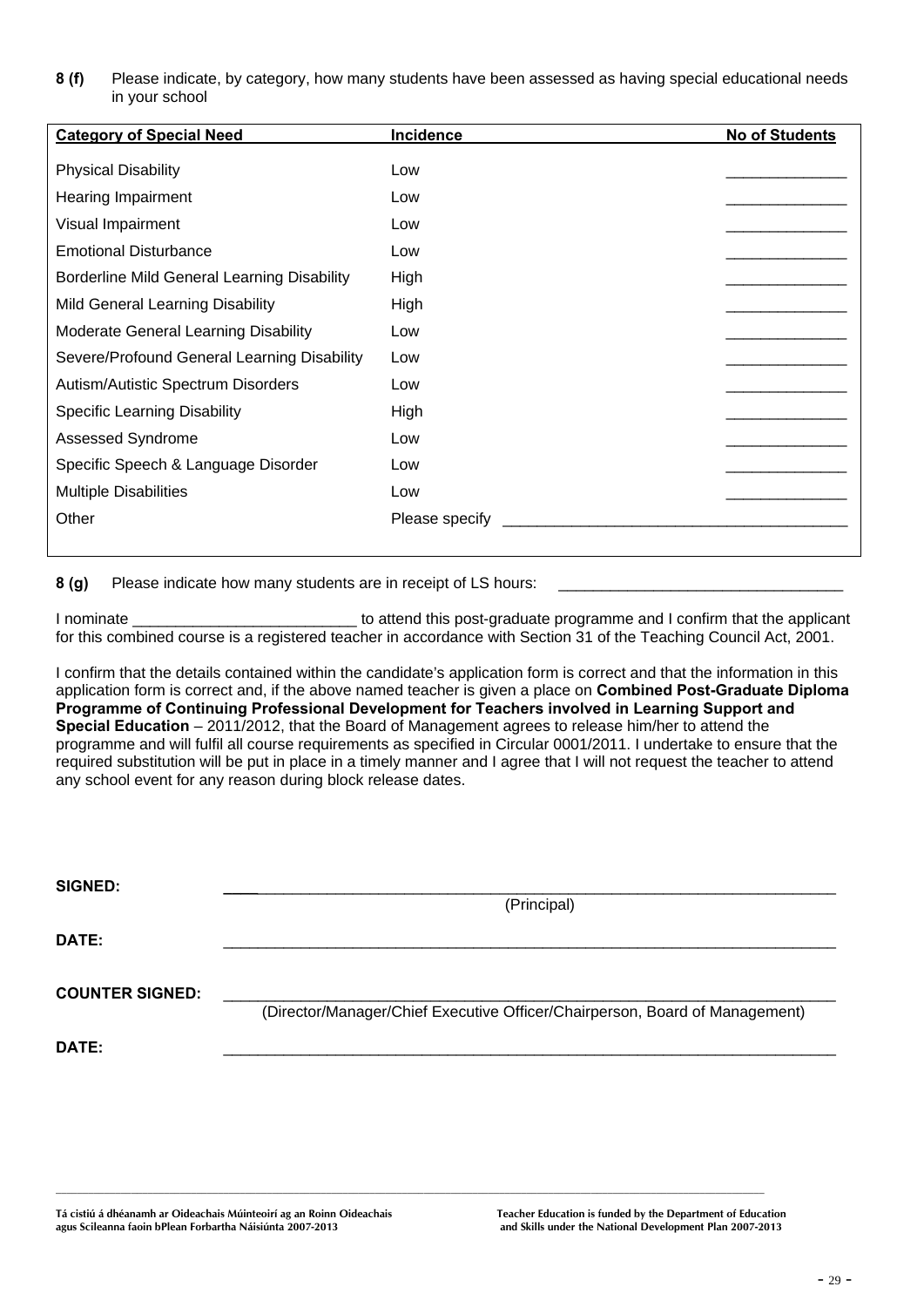**8 (f)** Please indicate, by category, how many students have been assessed as having special educational needs in your school

| Category of Special Need | Incidence | No of Students |
|---|---|---|
| Physical Disability | Low | ______________ |
| Hearing Impairment | Low | ______________ |
| Visual Impairment | Low | ______________ |
| Emotional Disturbance | Low | ______________ |
| Borderline Mild General Learning Disability | High | ______________ |
| Mild General Learning Disability | High | ______________ |
| Moderate General Learning Disability | Low | ______________ |
| Severe/Profound General Learning Disability | Low | ______________ |
| Autism/Autistic Spectrum Disorders | Low | ______________ |
| Specific Learning Disability | High | ______________ |
| Assessed Syndrome | Low | ______________ |
| Specific Speech & Language Disorder | Low | ______________ |
| Multiple Disabilities | Low | ______________ |
| Other | Please specify ________________________________________ | |

**8 (g)** Please indicate how many students are in receipt of LS hours: _________________________________

I nominate __________________________ to attend this post-graduate programme and I confirm that the applicant for this combined course is a registered teacher in accordance with Section 31 of the Teaching Council Act, 2001.

I confirm that the details contained within the candidate's application form is correct and that the information in this application form is correct and, if the above named teacher is given a place on **Combined Post-Graduate Diploma Programme of Continuing Professional Development for Teachers involved in Learning Support and Special Education** – 2011/2012, that the Board of Management agrees to release him/her to attend the programme and will fulfil all course requirements as specified in Circular 0001/2011. I undertake to ensure that the required substitution will be put in place in a timely manner and I agree that I will not request the teacher to attend any school event for any reason during block release dates.

**SIGNED:** ________________________________________________________________________
(Principal)

**DATE:** ________________________________________________________________________

**COUNTER SIGNED:** ________________________________________________________________________
(Director/Manager/Chief Executive Officer/Chairperson, Board of Management)

**DATE:** ________________________________________________________________________

**Tá cistiú á dhéanamh ar Oideachais Múinteoirí ag an Roinn Oideachais agus Scileanna faoin bPlean Forbartha Náisiúnta 2007-2013**

**Teacher Education is funded by the Department of Education and Skills under the National Development Plan 2007-2013**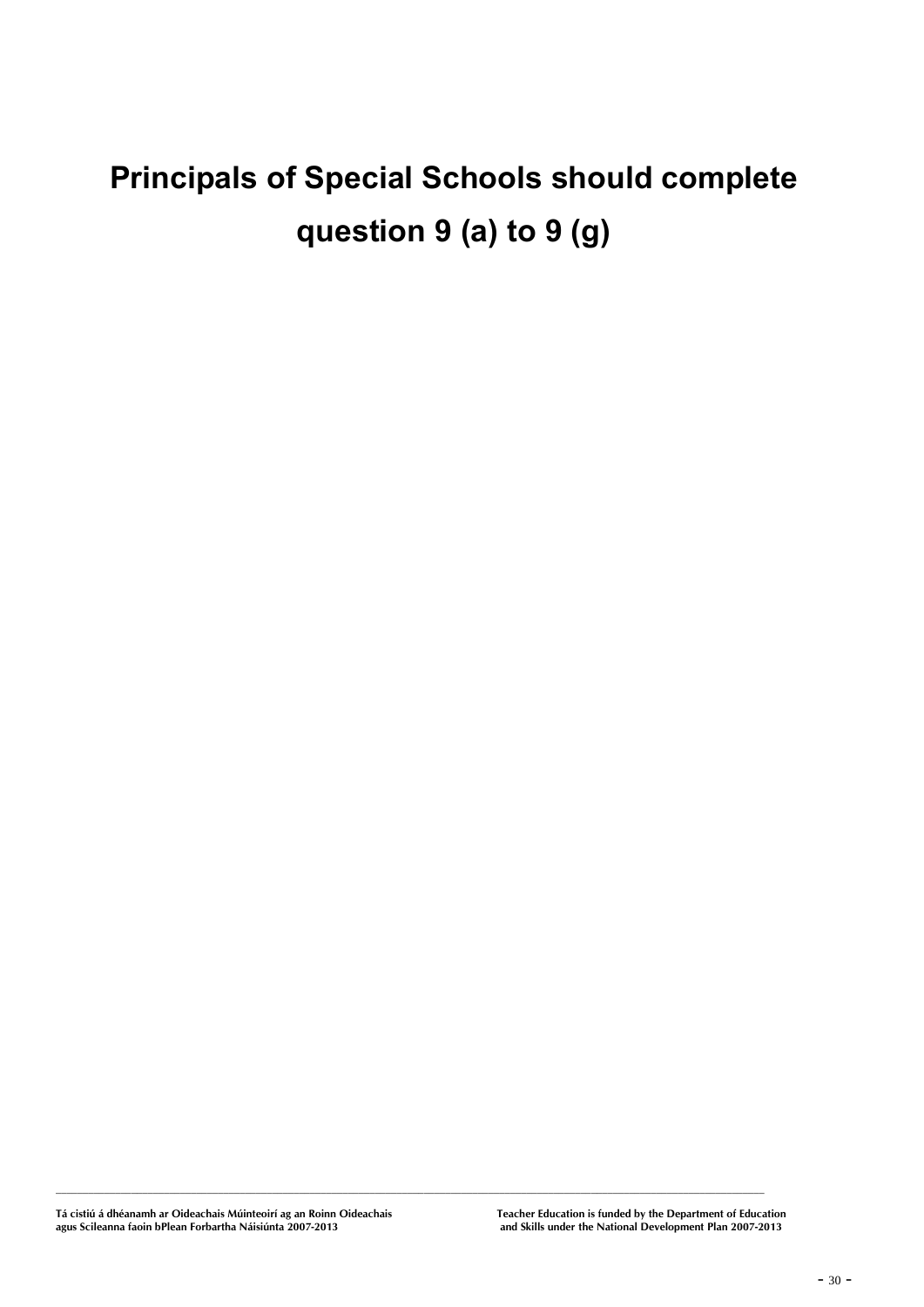# Principals of Special Schools should complete question 9 (a) to 9 (g)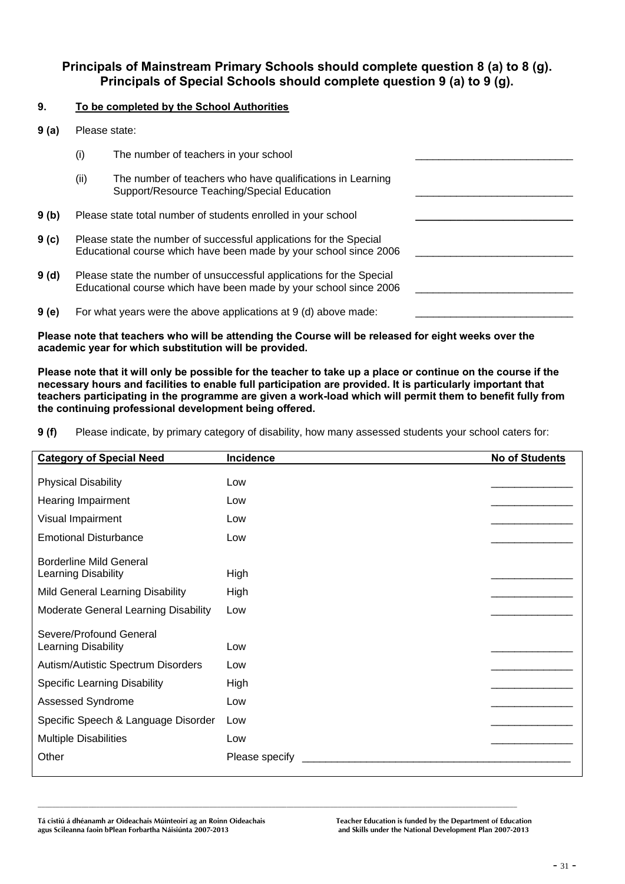**Principals of Mainstream Primary Schools should complete question 8 (a) to 8 (g). Principals of Special Schools should complete question 9 (a) to 9 (g).**

**9. <u>To be completed by the School Authorities</u>**

**9 (a)** Please state:

(i) The number of teachers in your school ___________________________

(ii) The number of teachers who have qualifications in Learning Support/Resource Teaching/Special Education ___________________________

**9 (b)** Please state total number of students enrolled in your school ___________________________

**9 (c)** Please state the number of successful applications for the Special Educational course which have been made by your school since 2006 ___________________________

**9 (d)** Please state the number of unsuccessful applications for the Special Educational course which have been made by your school since 2006 ___________________________

**9 (e)** For what years were the above applications at 9 (d) above made: ___________________________

**Please note that teachers who will be attending the Course will be released for eight weeks over the academic year for which substitution will be provided.**

**Please note that it will only be possible for the teacher to take up a place or continue on the course if the necessary hours and facilities to enable full participation are provided. It is particularly important that teachers participating in the programme are given a work-load which will permit them to benefit fully from the continuing professional development being offered.**

**9 (f)** Please indicate, by primary category of disability, how many assessed students your school caters for:

| Category of Special Need | Incidence | No of Students |
|---|---|---|
| Physical Disability | Low | ______________ |
| Hearing Impairment | Low | ______________ |
| Visual Impairment | Low | ______________ |
| Emotional Disturbance | Low | ______________ |
| Borderline Mild General Learning Disability | High | ______________ |
| Mild General Learning Disability | High | ______________ |
| Moderate General Learning Disability | Low | ______________ |
| Severe/Profound General Learning Disability | Low | ______________ |
| Autism/Autistic Spectrum Disorders | Low | ______________ |
| Specific Learning Disability | High | ______________ |
| Assessed Syndrome | Low | ______________ |
| Specific Speech & Language Disorder | Low | ______________ |
| Multiple Disabilities | Low | ______________ |
| Other | Please specify ______________________________________________ | |

Tá cistiú á dhéanamh ar Oideachais Múinteoirí ag an Roinn Oideachais agus Scileanna faoin bPlean Forbartha Náisiúnta 2007-2013

Teacher Education is funded by the Department of Education and Skills under the National Development Plan 2007-2013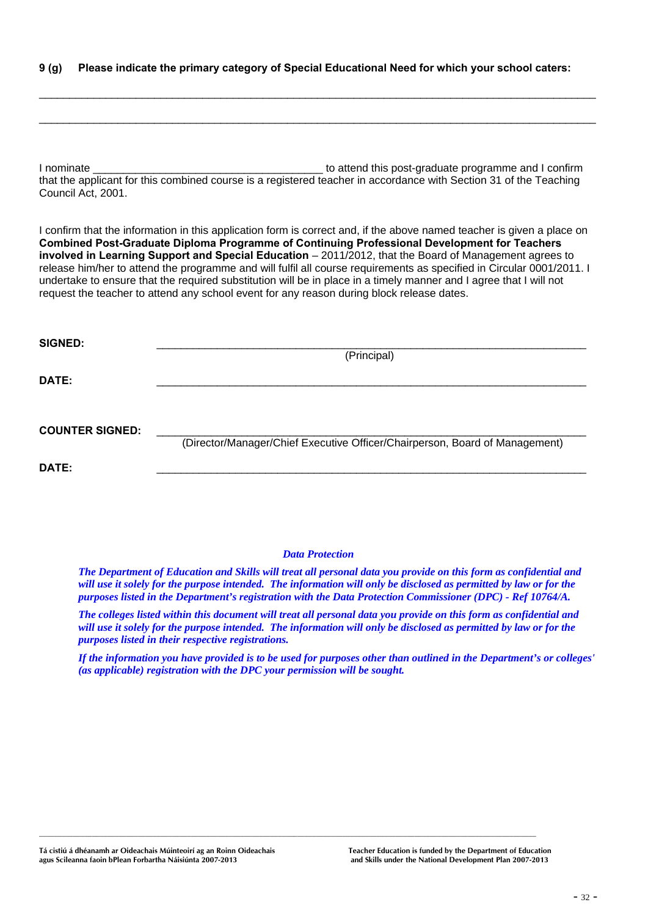**9 (g) Please indicate the primary category of Special Educational Need for which your school caters:**

_______________________________________________________________________________

_______________________________________________________________________________

I nominate _________________________________ to attend this post-graduate programme and I confirm that the applicant for this combined course is a registered teacher in accordance with Section 31 of the Teaching Council Act, 2001.

I confirm that the information in this application form is correct and, if the above named teacher is given a place on **Combined Post-Graduate Diploma Programme of Continuing Professional Development for Teachers involved in Learning Support and Special Education** – 2011/2012, that the Board of Management agrees to release him/her to attend the programme and will fulfil all course requirements as specified in Circular 0001/2011. I undertake to ensure that the required substitution will be in place in a timely manner and I agree that I will not request the teacher to attend any school event for any reason during block release dates.

**SIGNED:** _________________________________________________
(Principal)

**DATE:** _________________________________________________

**COUNTER SIGNED:** _________________________________________________
(Director/Manager/Chief Executive Officer/Chairperson, Board of Management)

**DATE:** _________________________________________________

***Data Protection***

***The Department of Education and Skills will treat all personal data you provide on this form as confidential and will use it solely for the purpose intended. The information will only be disclosed as permitted by law or for the purposes listed in the Department's registration with the Data Protection Commissioner (DPC) - Ref 10764/A.***

***The colleges listed within this document will treat all personal data you provide on this form as confidential and will use it solely for the purpose intended. The information will only be disclosed as permitted by law or for the purposes listed in their respective registrations.***

***If the information you have provided is to be used for purposes other than outlined in the Department's or colleges' (as applicable) registration with the DPC your permission will be sought.***

**Tá cistiú á dhéanamh ar Oideachais Múinteoirí ag an Roinn Oideachais agus Scileanna faoin bPlean Forbartha Náisiúnta 2007-2013**

**Teacher Education is funded by the Department of Education and Skills under the National Development Plan 2007-2013**